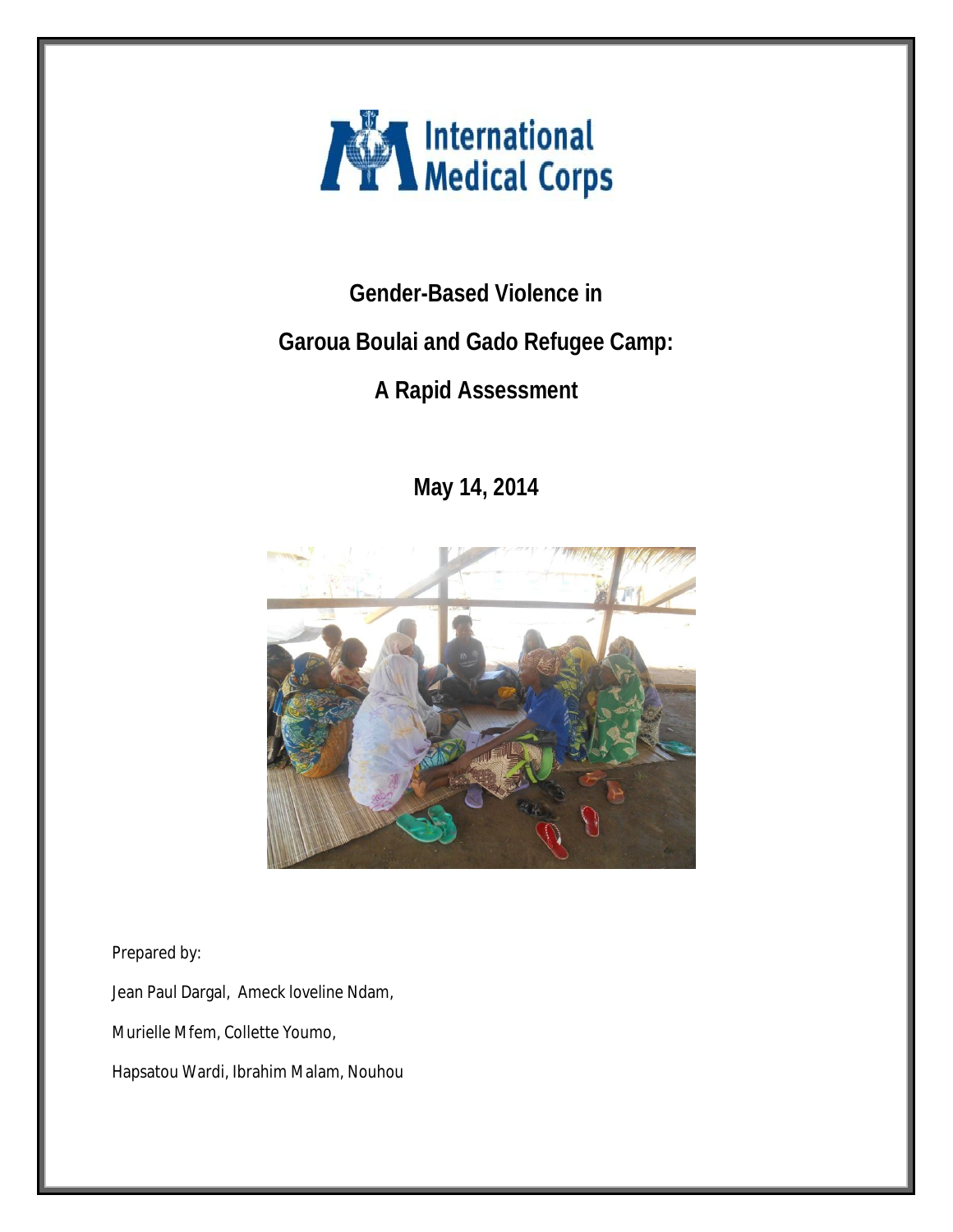International Medical Corps

# Gender-Based Violence in Garoua Boulai and Gado Refugee Camp: A Rapid Assessment

**May 14, 2014**

Prepared by:

Jean Paul Dargal, Ameck loveline Ndam,

Murielle Mfem, Collette Youmo,

Hapsatou Wardi, Ibrahim Malam, Nouhou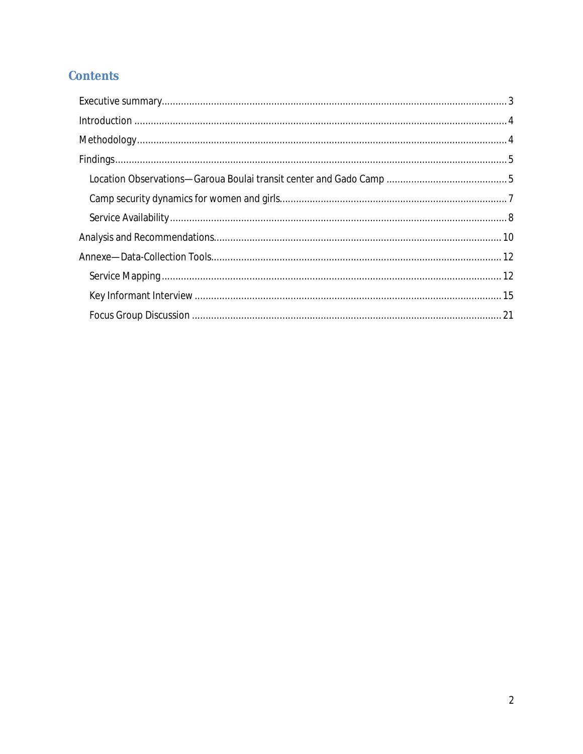## Contents

- Executive summary ..... 3
- Introduction ..... 4
- Methodology ..... 4
- Findings ..... 5
  - Location Observations—Garoua Boulai transit center and Gado Camp ..... 5
  - Camp security dynamics for women and girls ..... 7
  - Service Availability ..... 8
- Analysis and Recommendations ..... 10
- Annexe—Data-Collection Tools ..... 12
  - Service Mapping ..... 12
  - Key Informant Interview ..... 15
  - Focus Group Discussion ..... 21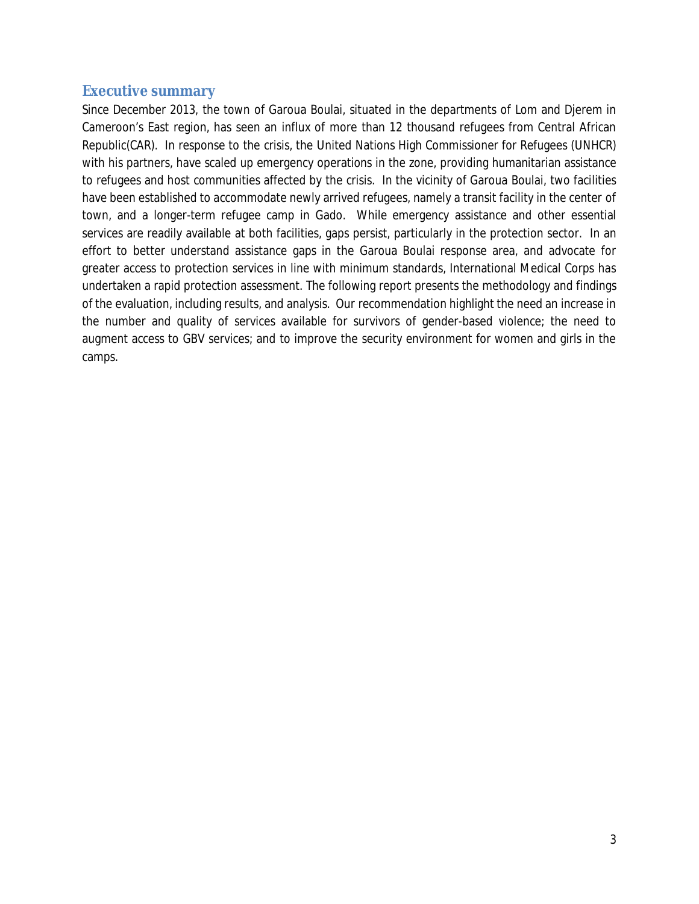## Executive summary

Since December 2013, the town of Garoua Boulai, situated in the departments of Lom and Djerem in Cameroon's East region, has seen an influx of more than 12 thousand refugees from Central African Republic(CAR). In response to the crisis, the United Nations High Commissioner for Refugees (UNHCR) with his partners, have scaled up emergency operations in the zone, providing humanitarian assistance to refugees and host communities affected by the crisis. In the vicinity of Garoua Boulai, two facilities have been established to accommodate newly arrived refugees, namely a transit facility in the center of town, and a longer-term refugee camp in Gado. While emergency assistance and other essential services are readily available at both facilities, gaps persist, particularly in the protection sector. In an effort to better understand assistance gaps in the Garoua Boulai response area, and advocate for greater access to protection services in line with minimum standards, International Medical Corps has undertaken a rapid protection assessment. The following report presents the methodology and findings of the evaluation, including results, and analysis. Our recommendation highlight the need an increase in the number and quality of services available for survivors of gender-based violence; the need to augment access to GBV services; and to improve the security environment for women and girls in the camps.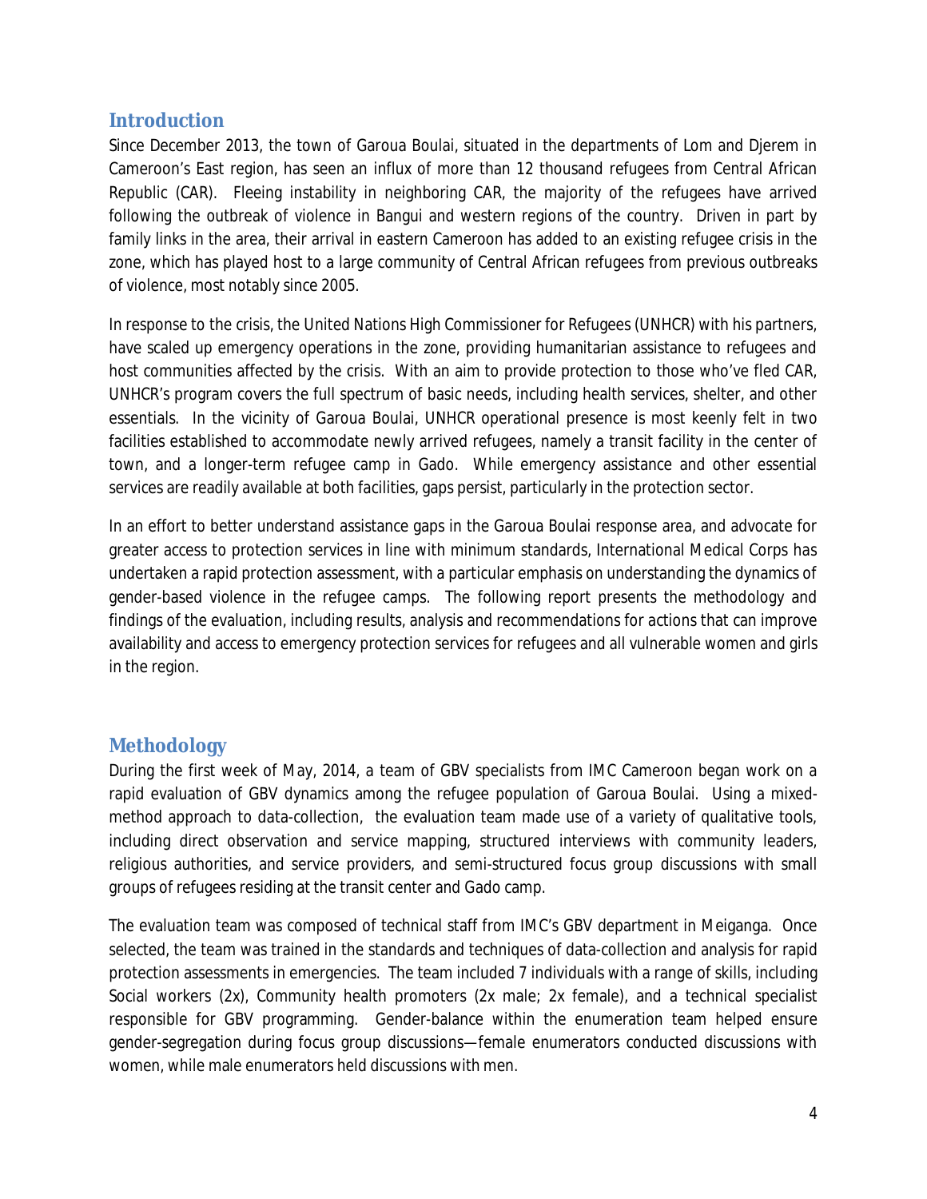## Introduction

Since December 2013, the town of Garoua Boulai, situated in the departments of Lom and Djerem in Cameroon's East region, has seen an influx of more than 12 thousand refugees from Central African Republic (CAR). Fleeing instability in neighboring CAR, the majority of the refugees have arrived following the outbreak of violence in Bangui and western regions of the country. Driven in part by family links in the area, their arrival in eastern Cameroon has added to an existing refugee crisis in the zone, which has played host to a large community of Central African refugees from previous outbreaks of violence, most notably since 2005.

In response to the crisis, the United Nations High Commissioner for Refugees (UNHCR) with his partners, have scaled up emergency operations in the zone, providing humanitarian assistance to refugees and host communities affected by the crisis. With an aim to provide protection to those who've fled CAR, UNHCR's program covers the full spectrum of basic needs, including health services, shelter, and other essentials. In the vicinity of Garoua Boulai, UNHCR operational presence is most keenly felt in two facilities established to accommodate newly arrived refugees, namely a transit facility in the center of town, and a longer-term refugee camp in Gado. While emergency assistance and other essential services are readily available at both facilities, gaps persist, particularly in the protection sector.

In an effort to better understand assistance gaps in the Garoua Boulai response area, and advocate for greater access to protection services in line with minimum standards, International Medical Corps has undertaken a rapid protection assessment, with a particular emphasis on understanding the dynamics of gender-based violence in the refugee camps. The following report presents the methodology and findings of the evaluation, including results, analysis and recommendations for actions that can improve availability and access to emergency protection services for refugees and all vulnerable women and girls in the region.

## Methodology

During the first week of May, 2014, a team of GBV specialists from IMC Cameroon began work on a rapid evaluation of GBV dynamics among the refugee population of Garoua Boulai. Using a mixed-method approach to data-collection, the evaluation team made use of a variety of qualitative tools, including direct observation and service mapping, structured interviews with community leaders, religious authorities, and service providers, and semi-structured focus group discussions with small groups of refugees residing at the transit center and Gado camp.

The evaluation team was composed of technical staff from IMC's GBV department in Meiganga. Once selected, the team was trained in the standards and techniques of data-collection and analysis for rapid protection assessments in emergencies. The team included 7 individuals with a range of skills, including Social workers (2x), Community health promoters (2x male; 2x female), and a technical specialist responsible for GBV programming. Gender-balance within the enumeration team helped ensure gender-segregation during focus group discussions—female enumerators conducted discussions with women, while male enumerators held discussions with men.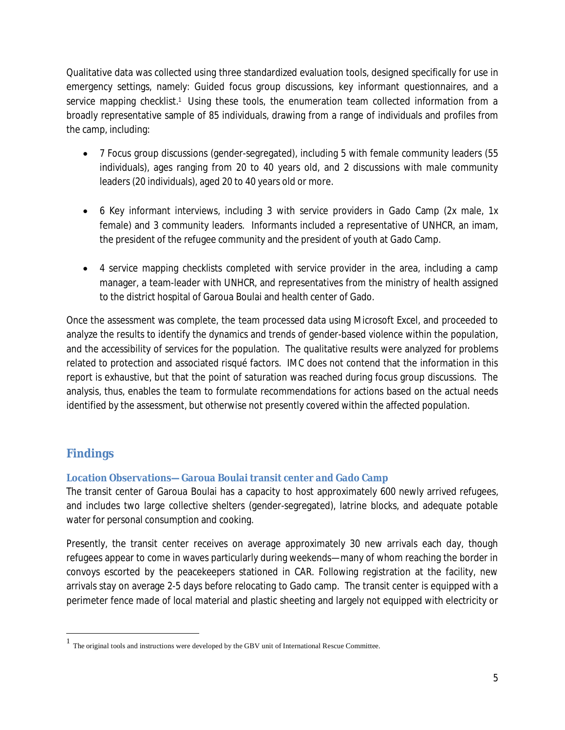Qualitative data was collected using three standardized evaluation tools, designed specifically for use in emergency settings, namely: Guided focus group discussions, key informant questionnaires, and a service mapping checklist.[1] Using these tools, the enumeration team collected information from a broadly representative sample of 85 individuals, drawing from a range of individuals and profiles from the camp, including:

- 7 Focus group discussions (gender-segregated), including 5 with female community leaders (55 individuals), ages ranging from 20 to 40 years old, and 2 discussions with male community leaders (20 individuals), aged 20 to 40 years old or more.

- 6 Key informant interviews, including 3 with service providers in Gado Camp (2x male, 1x female) and 3 community leaders. Informants included a representative of UNHCR, an imam, the president of the refugee community and the president of youth at Gado Camp.

- 4 service mapping checklists completed with service provider in the area, including a camp manager, a team-leader with UNHCR, and representatives from the ministry of health assigned to the district hospital of Garoua Boulai and health center of Gado.

Once the assessment was complete, the team processed data using Microsoft Excel, and proceeded to analyze the results to identify the dynamics and trends of gender-based violence within the population, and the accessibility of services for the population. The qualitative results were analyzed for problems related to protection and associated risqué factors. IMC does not contend that the information in this report is exhaustive, but that the point of saturation was reached during focus group discussions. The analysis, thus, enables the team to formulate recommendations for actions based on the actual needs identified by the assessment, but otherwise not presently covered within the affected population.

## Findings

### Location Observations—Garoua Boulai transit center and Gado Camp

The transit center of Garoua Boulai has a capacity to host approximately 600 newly arrived refugees, and includes two large collective shelters (gender-segregated), latrine blocks, and adequate potable water for personal consumption and cooking.

Presently, the transit center receives on average approximately 30 new arrivals each day, though refugees appear to come in waves particularly during weekends—many of whom reaching the border in convoys escorted by the peacekeepers stationed in CAR. Following registration at the facility, new arrivals stay on average 2-5 days before relocating to Gado camp. The transit center is equipped with a perimeter fence made of local material and plastic sheeting and largely not equipped with electricity or

---

[1] The original tools and instructions were developed by the GBV unit of International Rescue Committee.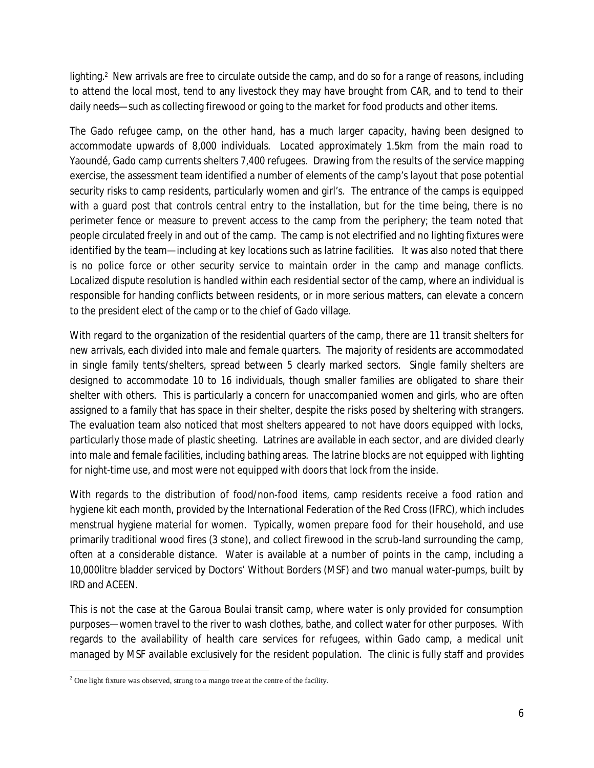lighting.[2] New arrivals are free to circulate outside the camp, and do so for a range of reasons, including to attend the local most, tend to any livestock they may have brought from CAR, and to tend to their daily needs—such as collecting firewood or going to the market for food products and other items.

The Gado refugee camp, on the other hand, has a much larger capacity, having been designed to accommodate upwards of 8,000 individuals. Located approximately 1.5km from the main road to Yaoundé, Gado camp currents shelters 7,400 refugees. Drawing from the results of the service mapping exercise, the assessment team identified a number of elements of the camp's layout that pose potential security risks to camp residents, particularly women and girl's. The entrance of the camps is equipped with a guard post that controls central entry to the installation, but for the time being, there is no perimeter fence or measure to prevent access to the camp from the periphery; the team noted that people circulated freely in and out of the camp. The camp is not electrified and no lighting fixtures were identified by the team—including at key locations such as latrine facilities. It was also noted that there is no police force or other security service to maintain order in the camp and manage conflicts. Localized dispute resolution is handled within each residential sector of the camp, where an individual is responsible for handing conflicts between residents, or in more serious matters, can elevate a concern to the president elect of the camp or to the chief of Gado village.

With regard to the organization of the residential quarters of the camp, there are 11 transit shelters for new arrivals, each divided into male and female quarters. The majority of residents are accommodated in single family tents/shelters, spread between 5 clearly marked sectors. Single family shelters are designed to accommodate 10 to 16 individuals, though smaller families are obligated to share their shelter with others. This is particularly a concern for unaccompanied women and girls, who are often assigned to a family that has space in their shelter, despite the risks posed by sheltering with strangers. The evaluation team also noticed that most shelters appeared to not have doors equipped with locks, particularly those made of plastic sheeting. Latrines are available in each sector, and are divided clearly into male and female facilities, including bathing areas. The latrine blocks are not equipped with lighting for night-time use, and most were not equipped with doors that lock from the inside.

With regards to the distribution of food/non-food items, camp residents receive a food ration and hygiene kit each month, provided by the International Federation of the Red Cross (IFRC), which includes menstrual hygiene material for women. Typically, women prepare food for their household, and use primarily traditional wood fires (3 stone), and collect firewood in the scrub-land surrounding the camp, often at a considerable distance. Water is available at a number of points in the camp, including a 10,000litre bladder serviced by Doctors' Without Borders (MSF) and two manual water-pumps, built by IRD and ACEEN.

This is not the case at the Garoua Boulai transit camp, where water is only provided for consumption purposes—women travel to the river to wash clothes, bathe, and collect water for other purposes. With regards to the availability of health care services for refugees, within Gado camp, a medical unit managed by MSF available exclusively for the resident population. The clinic is fully staff and provides

---

[2] One light fixture was observed, strung to a mango tree at the centre of the facility.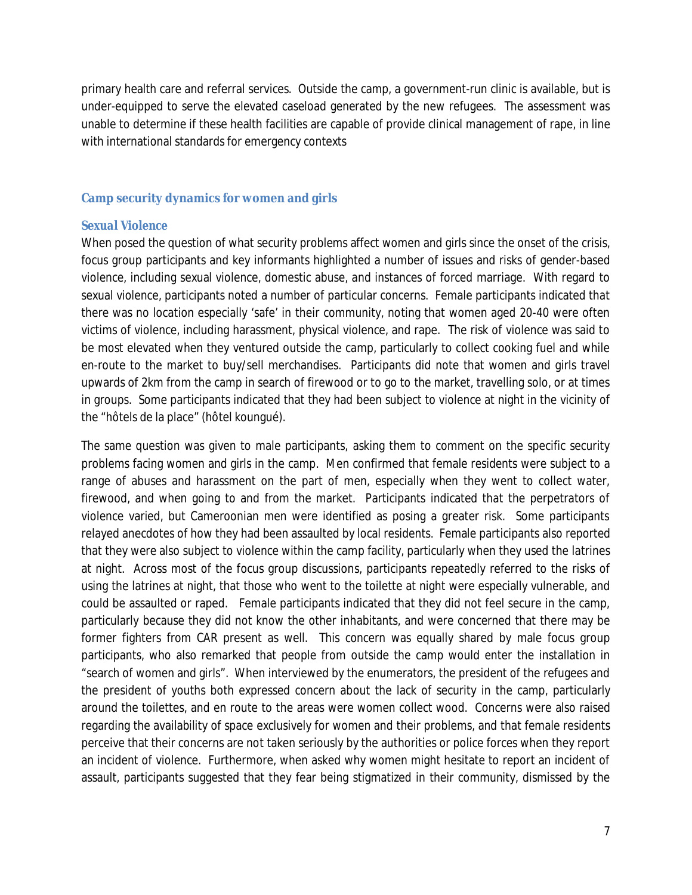primary health care and referral services. Outside the camp, a government-run clinic is available, but is under-equipped to serve the elevated caseload generated by the new refugees. The assessment was unable to determine if these health facilities are capable of provide clinical management of rape, in line with international standards for emergency contexts

## Camp security dynamics for women and girls

### *Sexual Violence*

When posed the question of what security problems affect women and girls since the onset of the crisis, focus group participants and key informants highlighted a number of issues and risks of gender-based violence, including sexual violence, domestic abuse, and instances of forced marriage. With regard to sexual violence, participants noted a number of particular concerns. Female participants indicated that there was no location especially 'safe' in their community, noting that women aged 20-40 were often victims of violence, including harassment, physical violence, and rape. The risk of violence was said to be most elevated when they ventured outside the camp, particularly to collect cooking fuel and while en-route to the market to buy/sell merchandises. Participants did note that women and girls travel upwards of 2km from the camp in search of firewood or to go to the market, travelling solo, or at times in groups. Some participants indicated that they had been subject to violence at night in the vicinity of the "hôtels de la place" (hôtel koungué).

The same question was given to male participants, asking them to comment on the specific security problems facing women and girls in the camp. Men confirmed that female residents were subject to a range of abuses and harassment on the part of men, especially when they went to collect water, firewood, and when going to and from the market. Participants indicated that the perpetrators of violence varied, but Cameroonian men were identified as posing a greater risk. Some participants relayed anecdotes of how they had been assaulted by local residents. Female participants also reported that they were also subject to violence within the camp facility, particularly when they used the latrines at night. Across most of the focus group discussions, participants repeatedly referred to the risks of using the latrines at night, that those who went to the toilette at night were especially vulnerable, and could be assaulted or raped. Female participants indicated that they did not feel secure in the camp, particularly because they did not know the other inhabitants, and were concerned that there may be former fighters from CAR present as well. This concern was equally shared by male focus group participants, who also remarked that people from outside the camp would enter the installation in "search of women and girls". When interviewed by the enumerators, the president of the refugees and the president of youths both expressed concern about the lack of security in the camp, particularly around the toilettes, and en route to the areas were women collect wood. Concerns were also raised regarding the availability of space exclusively for women and their problems, and that female residents perceive that their concerns are not taken seriously by the authorities or police forces when they report an incident of violence. Furthermore, when asked why women might hesitate to report an incident of assault, participants suggested that they fear being stigmatized in their community, dismissed by the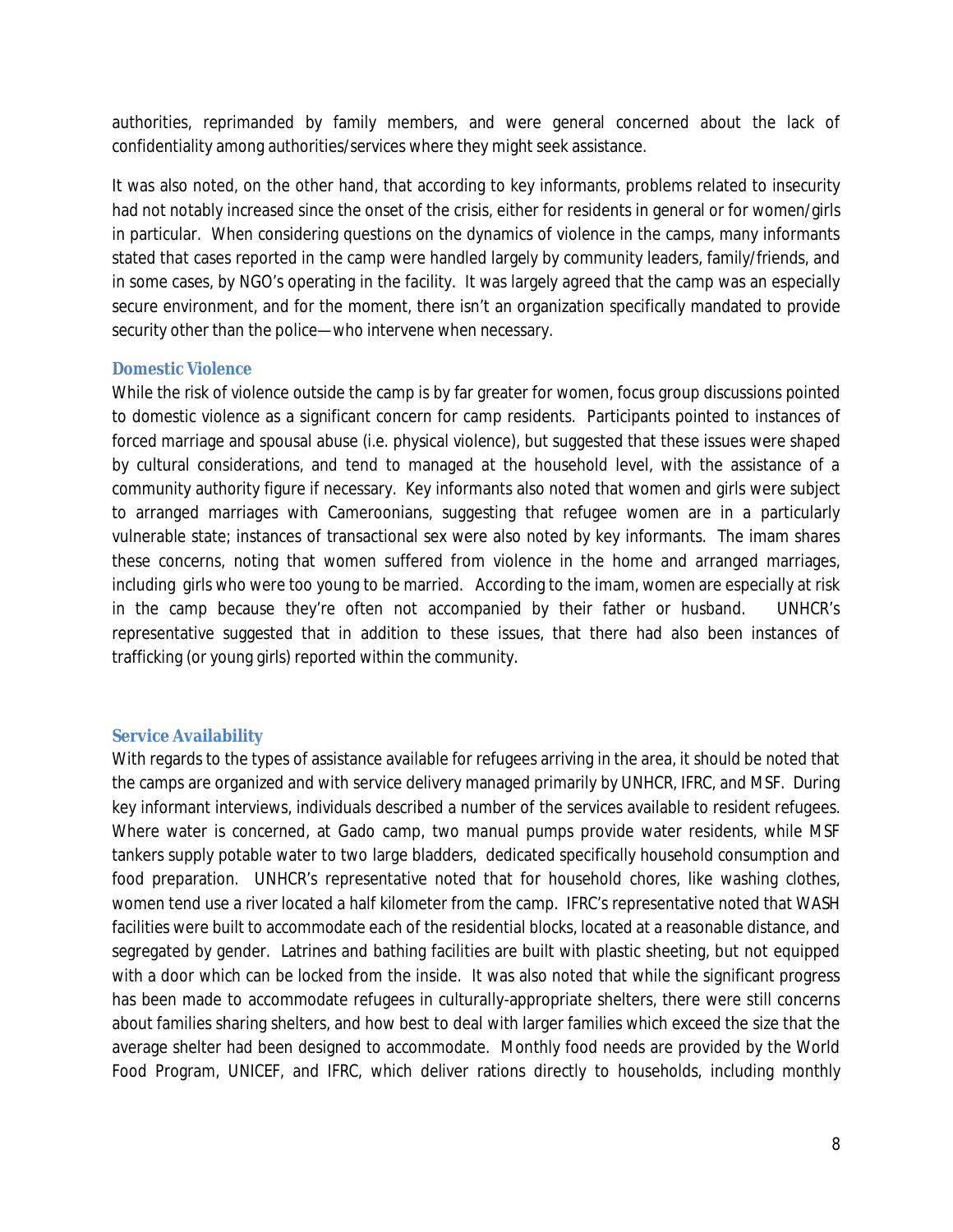authorities, reprimanded by family members, and were general concerned about the lack of confidentiality among authorities/services where they might seek assistance.

It was also noted, on the other hand, that according to key informants, problems related to insecurity had not notably increased since the onset of the crisis, either for residents in general or for women/girls in particular. When considering questions on the dynamics of violence in the camps, many informants stated that cases reported in the camp were handled largely by community leaders, family/friends, and in some cases, by NGO's operating in the facility. It was largely agreed that the camp was an especially secure environment, and for the moment, there isn't an organization specifically mandated to provide security other than the police—who intervene when necessary.

### Domestic Violence

While the risk of violence outside the camp is by far greater for women, focus group discussions pointed to domestic violence as a significant concern for camp residents. Participants pointed to instances of forced marriage and spousal abuse (i.e. physical violence), but suggested that these issues were shaped by cultural considerations, and tend to managed at the household level, with the assistance of a community authority figure if necessary. Key informants also noted that women and girls were subject to arranged marriages with Cameroonians, suggesting that refugee women are in a particularly vulnerable state; instances of transactional sex were also noted by key informants. The imam shares these concerns, noting that women suffered from violence in the home and arranged marriages, including girls who were too young to be married. According to the imam, women are especially at risk in the camp because they're often not accompanied by their father or husband. UNHCR's representative suggested that in addition to these issues, that there had also been instances of trafficking (or young girls) reported within the community.

### Service Availability

With regards to the types of assistance available for refugees arriving in the area, it should be noted that the camps are organized and with service delivery managed primarily by UNHCR, IFRC, and MSF. During key informant interviews, individuals described a number of the services available to resident refugees. Where water is concerned, at Gado camp, two manual pumps provide water residents, while MSF tankers supply potable water to two large bladders, dedicated specifically household consumption and food preparation. UNHCR's representative noted that for household chores, like washing clothes, women tend use a river located a half kilometer from the camp. IFRC's representative noted that WASH facilities were built to accommodate each of the residential blocks, located at a reasonable distance, and segregated by gender. Latrines and bathing facilities are built with plastic sheeting, but not equipped with a door which can be locked from the inside. It was also noted that while the significant progress has been made to accommodate refugees in culturally-appropriate shelters, there were still concerns about families sharing shelters, and how best to deal with larger families which exceed the size that the average shelter had been designed to accommodate. Monthly food needs are provided by the World Food Program, UNICEF, and IFRC, which deliver rations directly to households, including monthly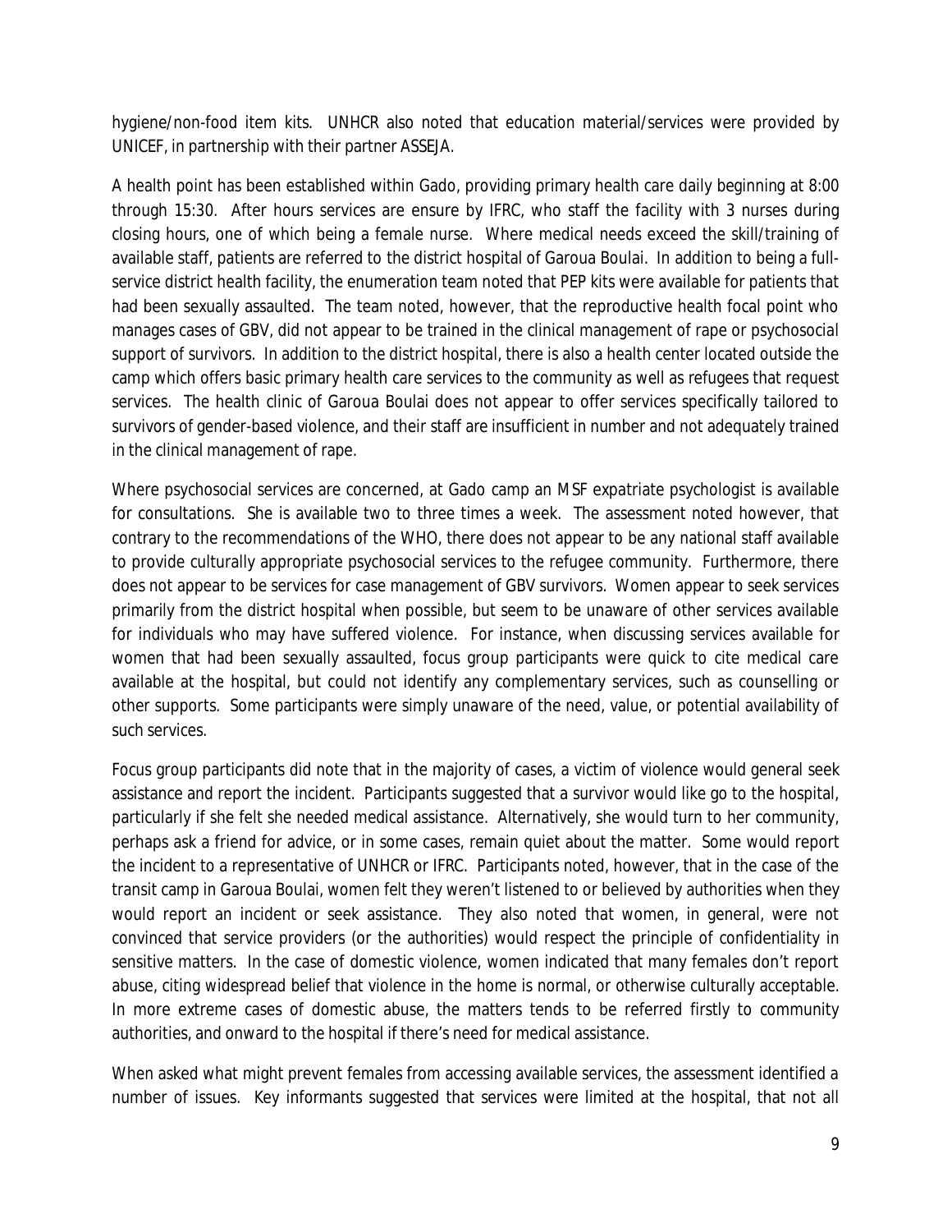hygiene/non-food item kits. UNHCR also noted that education material/services were provided by UNICEF, in partnership with their partner ASSEJA.

A health point has been established within Gado, providing primary health care daily beginning at 8:00 through 15:30. After hours services are ensure by IFRC, who staff the facility with 3 nurses during closing hours, one of which being a female nurse. Where medical needs exceed the skill/training of available staff, patients are referred to the district hospital of Garoua Boulai. In addition to being a full-service district health facility, the enumeration team noted that PEP kits were available for patients that had been sexually assaulted. The team noted, however, that the reproductive health focal point who manages cases of GBV, did not appear to be trained in the clinical management of rape or psychosocial support of survivors. In addition to the district hospital, there is also a health center located outside the camp which offers basic primary health care services to the community as well as refugees that request services. The health clinic of Garoua Boulai does not appear to offer services specifically tailored to survivors of gender-based violence, and their staff are insufficient in number and not adequately trained in the clinical management of rape.

Where psychosocial services are concerned, at Gado camp an MSF expatriate psychologist is available for consultations. She is available two to three times a week. The assessment noted however, that contrary to the recommendations of the WHO, there does not appear to be any national staff available to provide culturally appropriate psychosocial services to the refugee community. Furthermore, there does not appear to be services for case management of GBV survivors. Women appear to seek services primarily from the district hospital when possible, but seem to be unaware of other services available for individuals who may have suffered violence. For instance, when discussing services available for women that had been sexually assaulted, focus group participants were quick to cite medical care available at the hospital, but could not identify any complementary services, such as counselling or other supports. Some participants were simply unaware of the need, value, or potential availability of such services.

Focus group participants did note that in the majority of cases, a victim of violence would general seek assistance and report the incident. Participants suggested that a survivor would like go to the hospital, particularly if she felt she needed medical assistance. Alternatively, she would turn to her community, perhaps ask a friend for advice, or in some cases, remain quiet about the matter. Some would report the incident to a representative of UNHCR or IFRC. Participants noted, however, that in the case of the transit camp in Garoua Boulai, women felt they weren't listened to or believed by authorities when they would report an incident or seek assistance. They also noted that women, in general, were not convinced that service providers (or the authorities) would respect the principle of confidentiality in sensitive matters. In the case of domestic violence, women indicated that many females don't report abuse, citing widespread belief that violence in the home is normal, or otherwise culturally acceptable. In more extreme cases of domestic abuse, the matters tends to be referred firstly to community authorities, and onward to the hospital if there's need for medical assistance.

When asked what might prevent females from accessing available services, the assessment identified a number of issues. Key informants suggested that services were limited at the hospital, that not all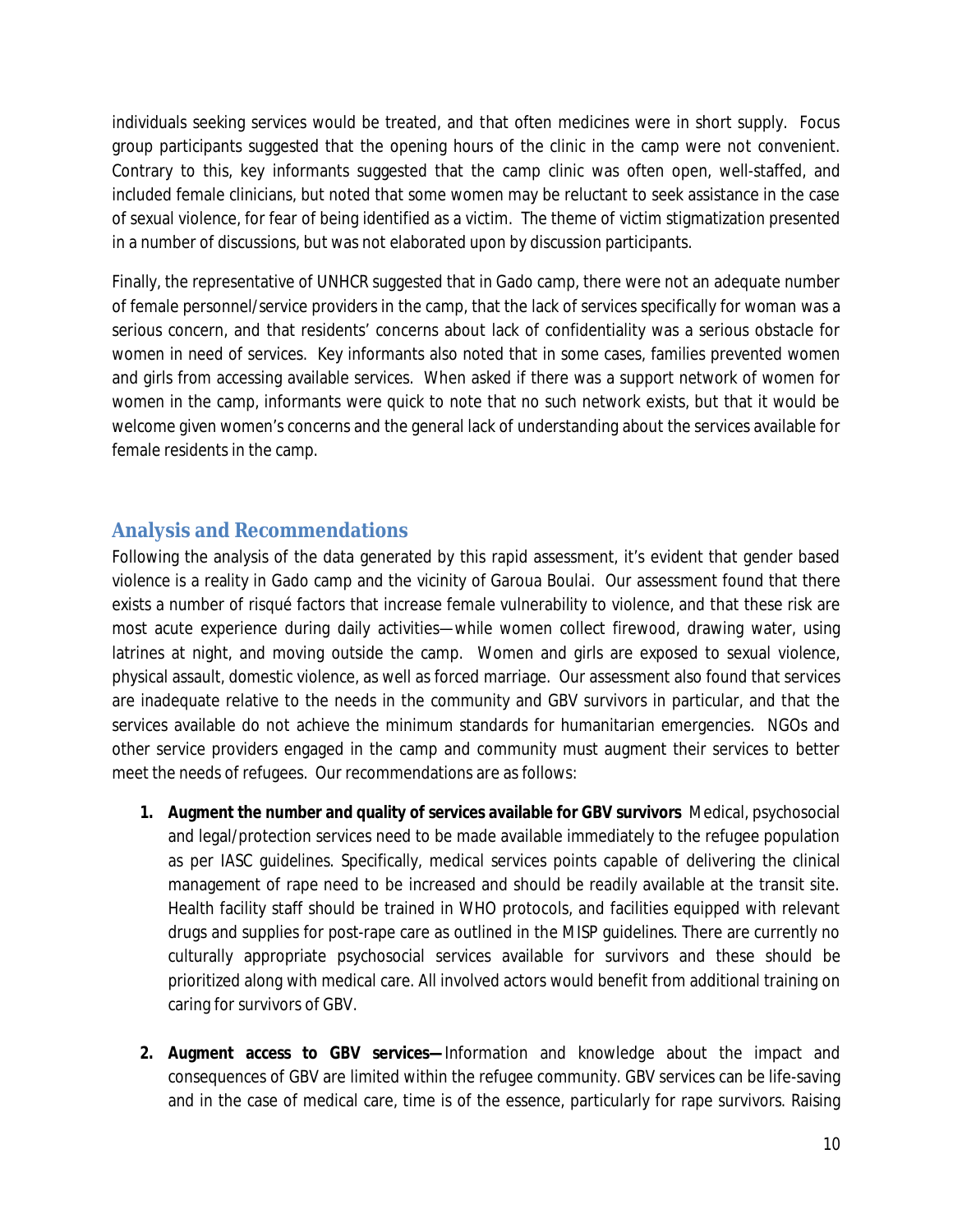individuals seeking services would be treated, and that often medicines were in short supply. Focus group participants suggested that the opening hours of the clinic in the camp were not convenient. Contrary to this, key informants suggested that the camp clinic was often open, well-staffed, and included female clinicians, but noted that some women may be reluctant to seek assistance in the case of sexual violence, for fear of being identified as a victim. The theme of victim stigmatization presented in a number of discussions, but was not elaborated upon by discussion participants.

Finally, the representative of UNHCR suggested that in Gado camp, there were not an adequate number of female personnel/service providers in the camp, that the lack of services specifically for woman was a serious concern, and that residents' concerns about lack of confidentiality was a serious obstacle for women in need of services. Key informants also noted that in some cases, families prevented women and girls from accessing available services. When asked if there was a support network of women for women in the camp, informants were quick to note that no such network exists, but that it would be welcome given women's concerns and the general lack of understanding about the services available for female residents in the camp.

## Analysis and Recommendations

Following the analysis of the data generated by this rapid assessment, it's evident that gender based violence is a reality in Gado camp and the vicinity of Garoua Boulai. Our assessment found that there exists a number of risqué factors that increase female vulnerability to violence, and that these risk are most acute experience during daily activities—while women collect firewood, drawing water, using latrines at night, and moving outside the camp. Women and girls are exposed to sexual violence, physical assault, domestic violence, as well as forced marriage. Our assessment also found that services are inadequate relative to the needs in the community and GBV survivors in particular, and that the services available do not achieve the minimum standards for humanitarian emergencies. NGOs and other service providers engaged in the camp and community must augment their services to better meet the needs of refugees. Our recommendations are as follows:

1. **Augment the number and quality of services available for GBV survivors** Medical, psychosocial and legal/protection services need to be made available immediately to the refugee population as per IASC guidelines. Specifically, medical services points capable of delivering the clinical management of rape need to be increased and should be readily available at the transit site. Health facility staff should be trained in WHO protocols, and facilities equipped with relevant drugs and supplies for post-rape care as outlined in the MISP guidelines. There are currently no culturally appropriate psychosocial services available for survivors and these should be prioritized along with medical care. All involved actors would benefit from additional training on caring for survivors of GBV.

2. **Augment access to GBV services—** Information and knowledge about the impact and consequences of GBV are limited within the refugee community. GBV services can be life-saving and in the case of medical care, time is of the essence, particularly for rape survivors. Raising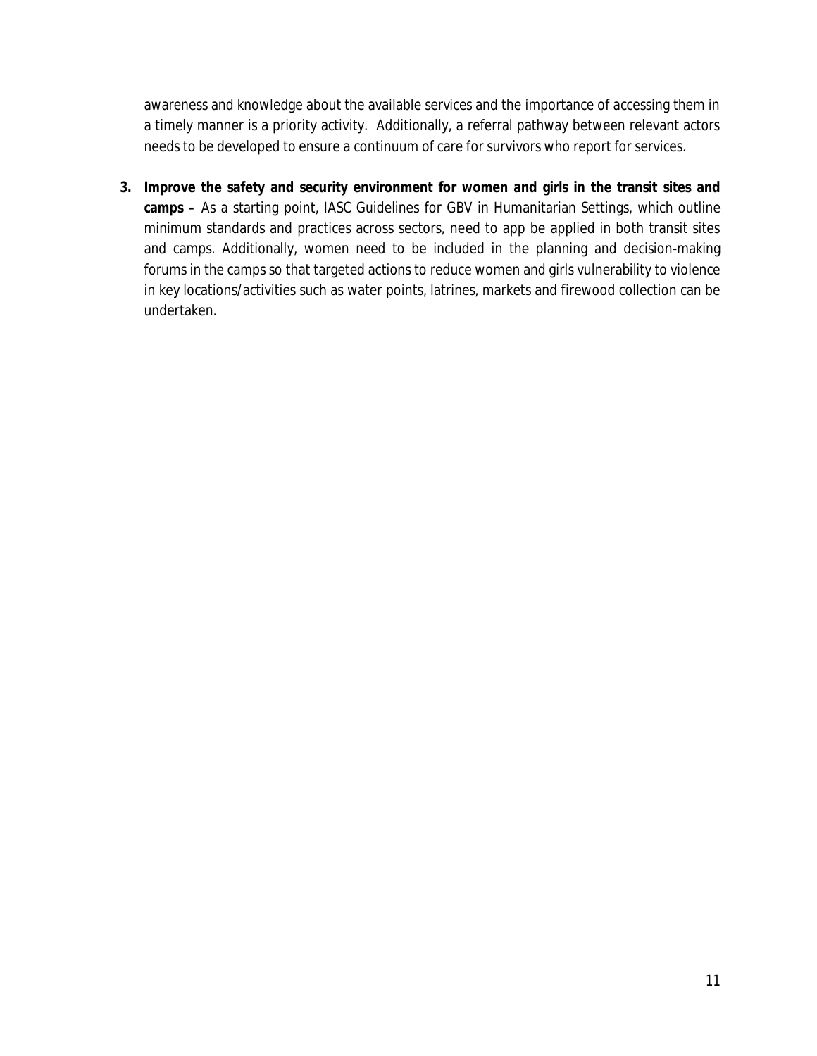awareness and knowledge about the available services and the importance of accessing them in a timely manner is a priority activity. Additionally, a referral pathway between relevant actors needs to be developed to ensure a continuum of care for survivors who report for services.

3. **Improve the safety and security environment for women and girls in the transit sites and camps –** As a starting point, IASC Guidelines for GBV in Humanitarian Settings, which outline minimum standards and practices across sectors, need to app be applied in both transit sites and camps. Additionally, women need to be included in the planning and decision-making forums in the camps so that targeted actions to reduce women and girls vulnerability to violence in key locations/activities such as water points, latrines, markets and firewood collection can be undertaken.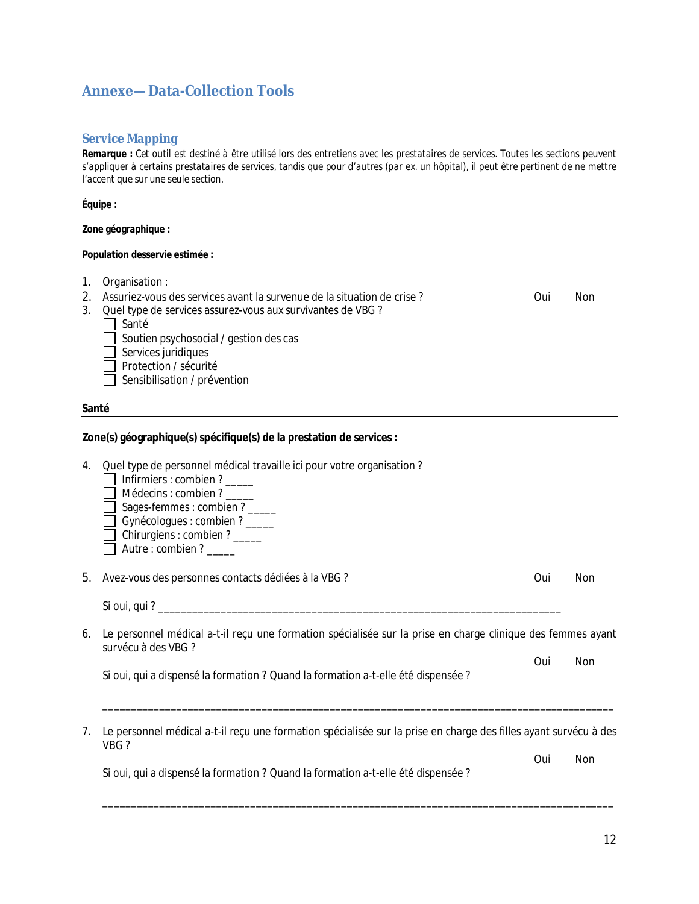# Annexe—Data-Collection Tools

## Service Mapping

***Remarque :*** *Cet outil est destiné à être utilisé lors des entretiens avec les prestataires de services. Toutes les sections peuvent s'appliquer à certains prestataires de services, tandis que pour d'autres (par ex. un hôpital), il peut être pertinent de ne mettre l'accent que sur une seule section.*

**Équipe :**

**Zone géographique :**

**Population desservie estimée :**

1. Organisation :
2. Assuriez-vous des services avant la survenue de la situation de crise ? Oui Non
3. Quel type de services assurez-vous aux survivantes de VBG ?
   - ☐ Santé
   - ☐ Soutien psychosocial / gestion des cas
   - ☐ Services juridiques
   - ☐ Protection / sécurité
   - ☐ Sensibilisation / prévention

**Santé**

---

**Zone(s) géographique(s) spécifique(s) de la prestation de services :**

4. Quel type de personnel médical travaille ici pour votre organisation ?
   - ☐ Infirmiers : combien ? _____
   - ☐ Médecins : combien ? _____
   - ☐ Sages-femmes : combien ? _____
   - ☐ Gynécologues : combien ? _____
   - ☐ Chirurgiens : combien ? _____
   - ☐ Autre : combien ? _____

5. Avez-vous des personnes contacts dédiées à la VBG ? Oui Non

   Si oui, qui ? ______________________________________________________________________

6. Le personnel médical a-t-il reçu une formation spécialisée sur la prise en charge clinique des femmes ayant survécu à des VBG ? Oui Non

   Si oui, qui a dispensé la formation ? Quand la formation a-t-elle été dispensée ?

   ______________________________________________________________________________________

7. Le personnel médical a-t-il reçu une formation spécialisée sur la prise en charge des filles ayant survécu à des VBG ? Oui Non

   Si oui, qui a dispensé la formation ? Quand la formation a-t-elle été dispensée ?

   ______________________________________________________________________________________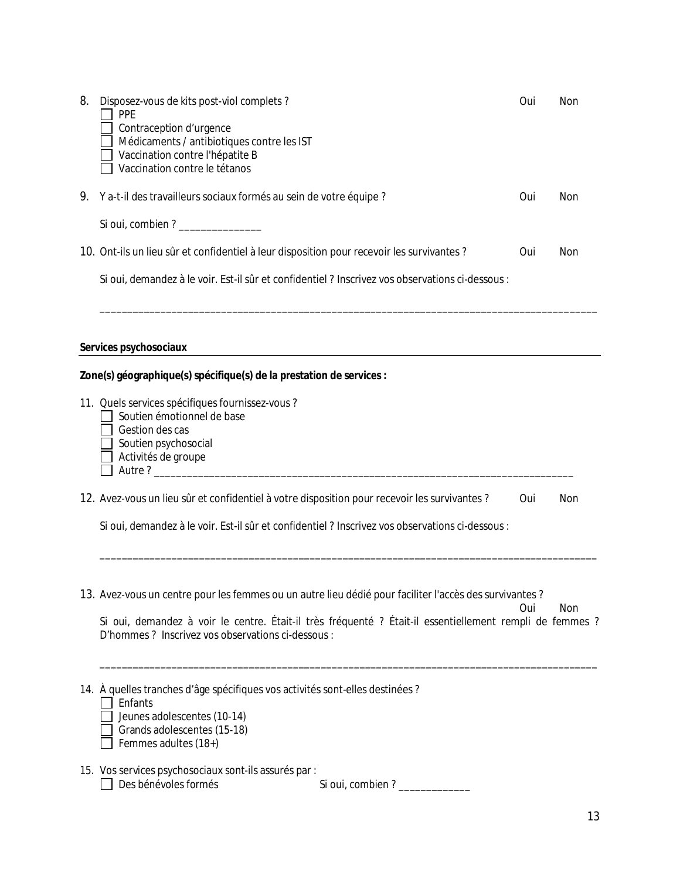8. Disposez-vous de kits post-viol complets ? Oui Non
   - [ ] PPE
   - [ ] Contraception d'urgence
   - [ ] Médicaments / antibiotiques contre les IST
   - [ ] Vaccination contre l'hépatite B
   - [ ] Vaccination contre le tétanos

9. Y a-t-il des travailleurs sociaux formés au sein de votre équipe ? Oui Non

   Si oui, combien ? _______________

10. Ont-ils un lieu sûr et confidentiel à leur disposition pour recevoir les survivantes ? Oui Non

    Si oui, demandez à le voir. Est-il sûr et confidentiel ? Inscrivez vos observations ci-dessous :

    ___________________________________________________________________________________________

**Services psychosociaux**

**Zone(s) géographique(s) spécifique(s) de la prestation de services :**

11. Quels services spécifiques fournissez-vous ?
    - [ ] Soutien émotionnel de base
    - [ ] Gestion des cas
    - [ ] Soutien psychosocial
    - [ ] Activités de groupe
    - [ ] Autre ? ______________________________________________________________________________

12. Avez-vous un lieu sûr et confidentiel à votre disposition pour recevoir les survivantes ? Oui Non

    Si oui, demandez à le voir. Est-il sûr et confidentiel ? Inscrivez vos observations ci-dessous :

    ___________________________________________________________________________________________

13. Avez-vous un centre pour les femmes ou un autre lieu dédié pour faciliter l'accès des survivantes ? Oui Non

    Si oui, demandez à voir le centre. Était-il très fréquenté ? Était-il essentiellement rempli de femmes ? D'hommes ? Inscrivez vos observations ci-dessous :

    ___________________________________________________________________________________________

14. À quelles tranches d'âge spécifiques vos activités sont-elles destinées ?
    - [ ] Enfants
    - [ ] Jeunes adolescentes (10-14)
    - [ ] Grands adolescentes (15-18)
    - [ ] Femmes adultes (18+)

15. Vos services psychosociaux sont-ils assurés par :
    - [ ] Des bénévoles formés Si oui, combien ? _____________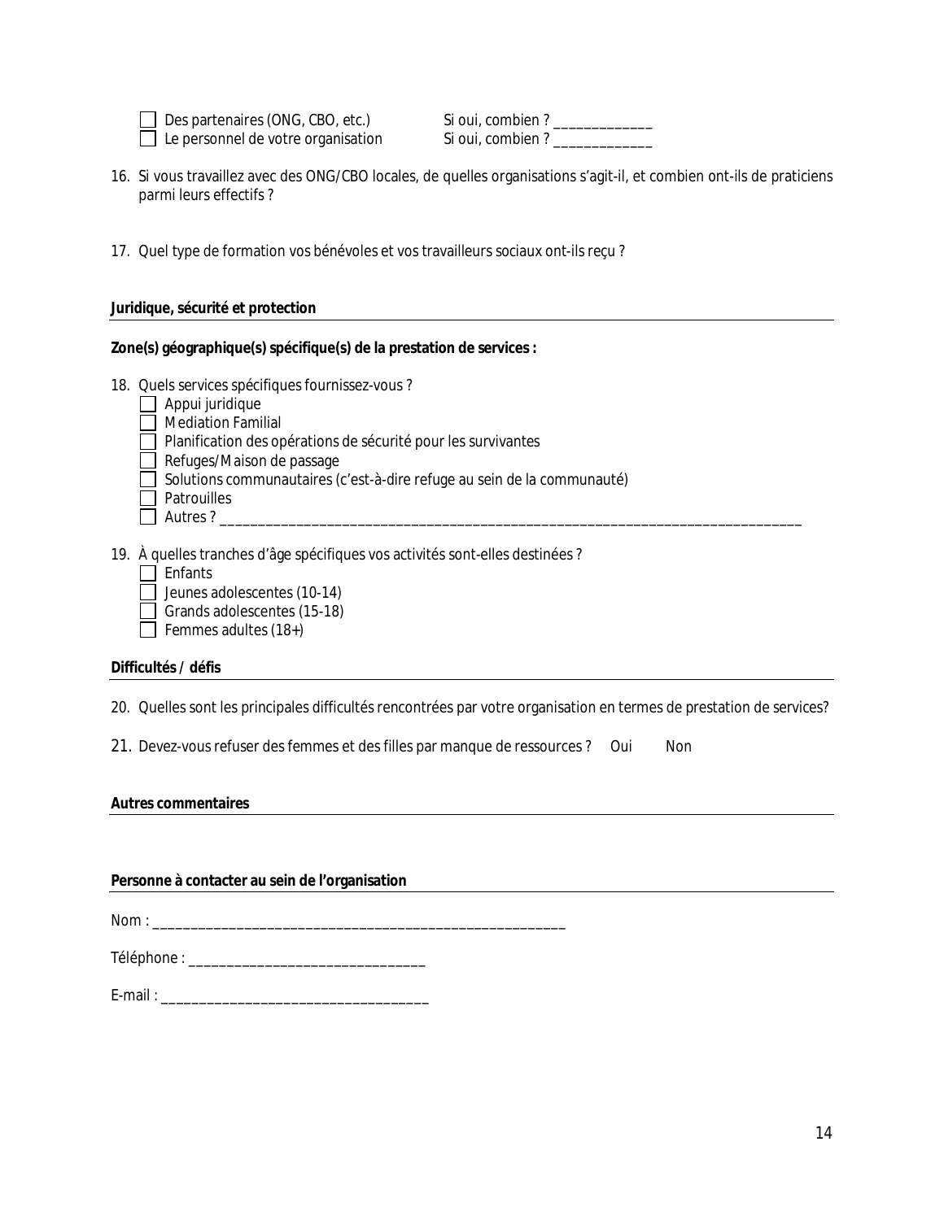- [ ] Des partenaires (ONG, CBO, etc.) Si oui, combien ? _____________
- [ ] Le personnel de votre organisation Si oui, combien ? _____________

16. Si vous travaillez avec des ONG/CBO locales, de quelles organisations s'agit-il, et combien ont-ils de praticiens parmi leurs effectifs ?

17. Quel type de formation vos bénévoles et vos travailleurs sociaux ont-ils reçu ?

**Juridique, sécurité et protection**

**Zone(s) géographique(s) spécifique(s) de la prestation de services :**

18. Quels services spécifiques fournissez-vous ?
    - [ ] Appui juridique
    - [ ] Mediation Familial
    - [ ] Planification des opérations de sécurité pour les survivantes
    - [ ] Refuges/Maison de passage
    - [ ] Solutions communautaires (c'est-à-dire refuge au sein de la communauté)
    - [ ] Patrouilles
    - [ ] Autres ? ______________________________________________________________________________

19. À quelles tranches d'âge spécifiques vos activités sont-elles destinées ?
    - [ ] Enfants
    - [ ] Jeunes adolescentes (10-14)
    - [ ] Grands adolescentes (15-18)
    - [ ] Femmes adultes (18+)

**Difficultés / défis**

20. Quelles sont les principales difficultés rencontrées par votre organisation en termes de prestation de services?

21. Devez-vous refuser des femmes et des filles par manque de ressources ? Oui Non

**Autres commentaires**

**Personne à contacter au sein de l'organisation**

Nom : _______________________________________________________

Téléphone : _________________________________

E-mail : ____________________________________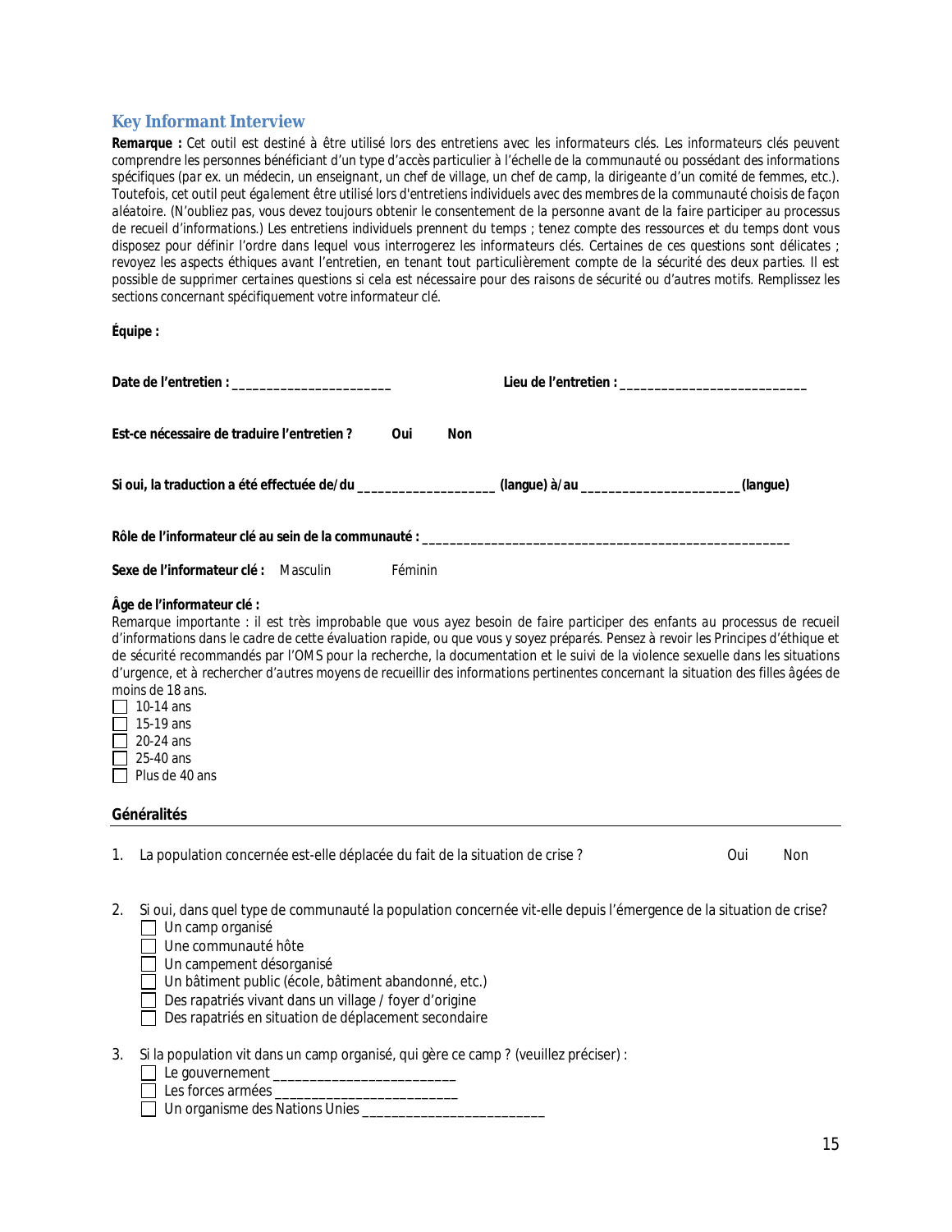## Key Informant Interview

***Remarque :*** *Cet outil est destiné à être utilisé lors des entretiens avec les informateurs clés. Les informateurs clés peuvent comprendre les personnes bénéficiant d'un type d'accès particulier à l'échelle de la communauté ou possédant des informations spécifiques (par ex. un médecin, un enseignant, un chef de village, un chef de camp, la dirigeante d'un comité de femmes, etc.). Toutefois, cet outil peut également être utilisé lors d'entretiens individuels avec des membres de la communauté choisis de façon aléatoire. (N'oubliez pas, vous devez toujours obtenir le consentement de la personne avant de la faire participer au processus de recueil d'informations.) Les entretiens individuels prennent du temps ; tenez compte des ressources et du temps dont vous disposez pour définir l'ordre dans lequel vous interrogerez les informateurs clés. Certaines de ces questions sont délicates ; revoyez les aspects éthiques avant l'entretien, en tenant tout particulièrement compte de la sécurité des deux parties. Il est possible de supprimer certaines questions si cela est nécessaire pour des raisons de sécurité ou d'autres motifs. Remplissez les sections concernant spécifiquement votre informateur clé.*

**Équipe :**

**Date de l'entretien :** ______________________ **Lieu de l'entretien :** __________________________

**Est-ce nécessaire de traduire l'entretien ?** **Oui** **Non**

**Si oui, la traduction a été effectuée de/du** ___________________ **(langue) à/au** _____________________ **(langue)**

**Rôle de l'informateur clé au sein de la communauté :** ____________________________________________________

**Sexe de l'informateur clé :** Masculin Féminin

**Âge de l'informateur clé :**

Remarque importante : *il est très improbable que vous ayez besoin de faire participer des enfants au processus de recueil d'informations dans le cadre de cette évaluation rapide, ou que vous y soyez préparés. Pensez à revoir les Principes d'éthique et de sécurité recommandés par l'OMS pour la recherche, la documentation et le suivi de la violence sexuelle dans les situations d'urgence, et à rechercher d'autres moyens de recueillir des informations pertinentes concernant la situation des filles âgées de moins de 18 ans.*

- ☐ 10-14 ans
- ☐ 15-19 ans
- ☐ 20-24 ans
- ☐ 25-40 ans
- ☐ Plus de 40 ans

### Généralités

1. La population concernée est-elle déplacée du fait de la situation de crise ? Oui Non

2. Si oui, dans quel type de communauté la population concernée vit-elle depuis l'émergence de la situation de crise?
   - ☐ Un camp organisé
   - ☐ Une communauté hôte
   - ☐ Un campement désorganisé
   - ☐ Un bâtiment public (école, bâtiment abandonné, etc.)
   - ☐ Des rapatriés vivant dans un village / foyer d'origine
   - ☐ Des rapatriés en situation de déplacement secondaire

3. Si la population vit dans un camp organisé, qui gère ce camp ? (veuillez préciser) :
   - ☐ Le gouvernement _________________________
   - ☐ Les forces armées _________________________
   - ☐ Un organisme des Nations Unies _________________________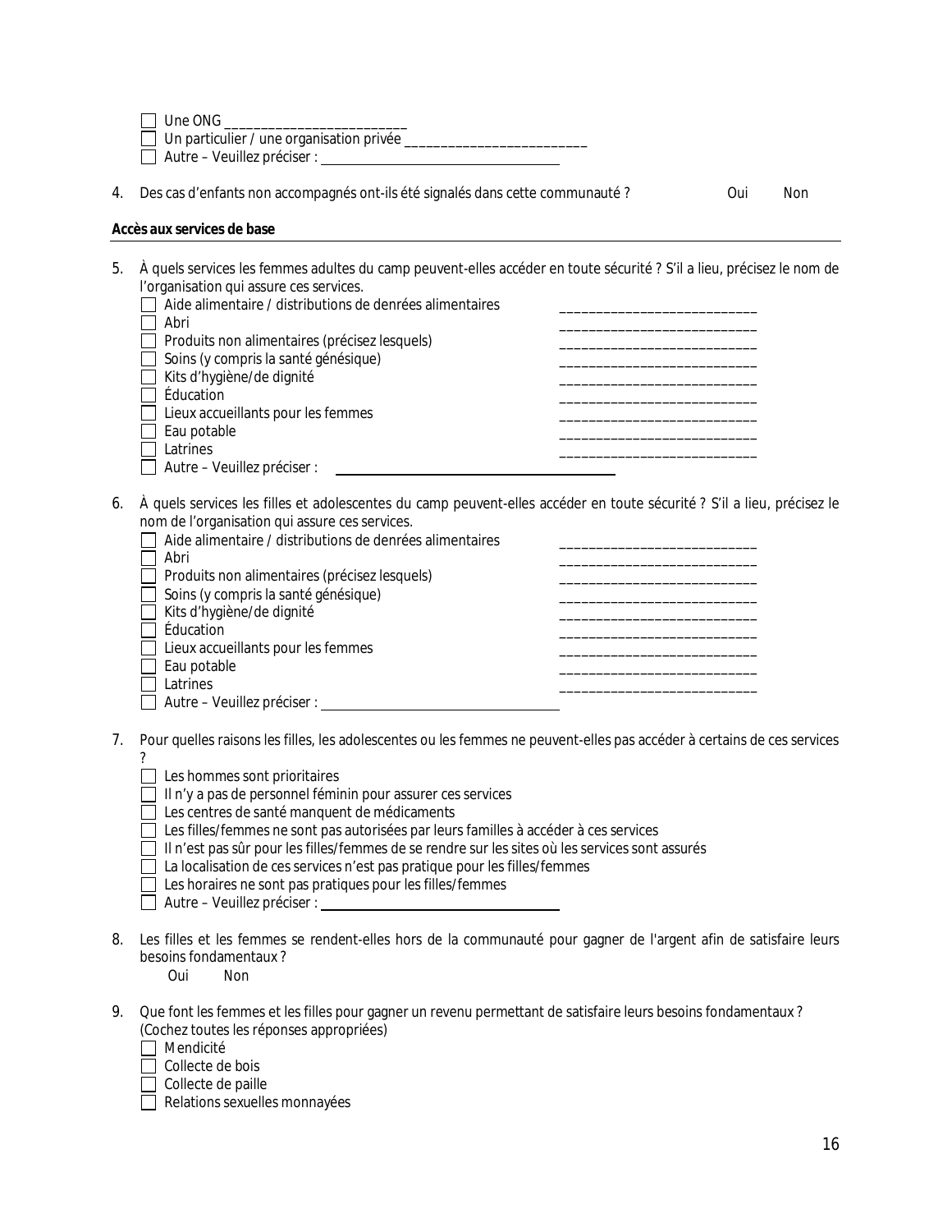- [ ] Une ONG ________________________
- [ ] Un particulier / une organisation privée ________________________
- [ ] Autre – Veuillez préciser : ________________________

4. Des cas d'enfants non accompagnés ont-ils été signalés dans cette communauté ?  Oui  Non

**Accès aux services de base**

5. À quels services les femmes adultes du camp peuvent-elles accéder en toute sécurité ? S'il a lieu, précisez le nom de l'organisation qui assure ces services.
   - [ ] Aide alimentaire / distributions de denrées alimentaires ________________________
   - [ ] Abri ________________________
   - [ ] Produits non alimentaires (précisez lesquels) ________________________
   - [ ] Soins (y compris la santé génésique) ________________________
   - [ ] Kits d'hygiène/de dignité ________________________
   - [ ] Éducation ________________________
   - [ ] Lieux accueillants pour les femmes ________________________
   - [ ] Eau potable ________________________
   - [ ] Latrines ________________________
   - [ ] Autre – Veuillez préciser : ________________________

6. À quels services les filles et adolescentes du camp peuvent-elles accéder en toute sécurité ? S'il a lieu, précisez le nom de l'organisation qui assure ces services.
   - [ ] Aide alimentaire / distributions de denrées alimentaires ________________________
   - [ ] Abri ________________________
   - [ ] Produits non alimentaires (précisez lesquels) ________________________
   - [ ] Soins (y compris la santé génésique) ________________________
   - [ ] Kits d'hygiène/de dignité ________________________
   - [ ] Éducation ________________________
   - [ ] Lieux accueillants pour les femmes ________________________
   - [ ] Eau potable ________________________
   - [ ] Latrines ________________________
   - [ ] Autre – Veuillez préciser : ________________________

7. Pour quelles raisons les filles, les adolescentes ou les femmes ne peuvent-elles pas accéder à certains de ces services ?
   - [ ] Les hommes sont prioritaires
   - [ ] Il n'y a pas de personnel féminin pour assurer ces services
   - [ ] Les centres de santé manquent de médicaments
   - [ ] Les filles/femmes ne sont pas autorisées par leurs familles à accéder à ces services
   - [ ] Il n'est pas sûr pour les filles/femmes de se rendre sur les sites où les services sont assurés
   - [ ] La localisation de ces services n'est pas pratique pour les filles/femmes
   - [ ] Les horaires ne sont pas pratiques pour les filles/femmes
   - [ ] Autre – Veuillez préciser : ________________________

8. Les filles et les femmes se rendent-elles hors de la communauté pour gagner de l'argent afin de satisfaire leurs besoins fondamentaux ?

   Oui  Non

9. Que font les femmes et les filles pour gagner un revenu permettant de satisfaire leurs besoins fondamentaux ? (Cochez toutes les réponses appropriées)
   - [ ] Mendicité
   - [ ] Collecte de bois
   - [ ] Collecte de paille
   - [ ] Relations sexuelles monnayées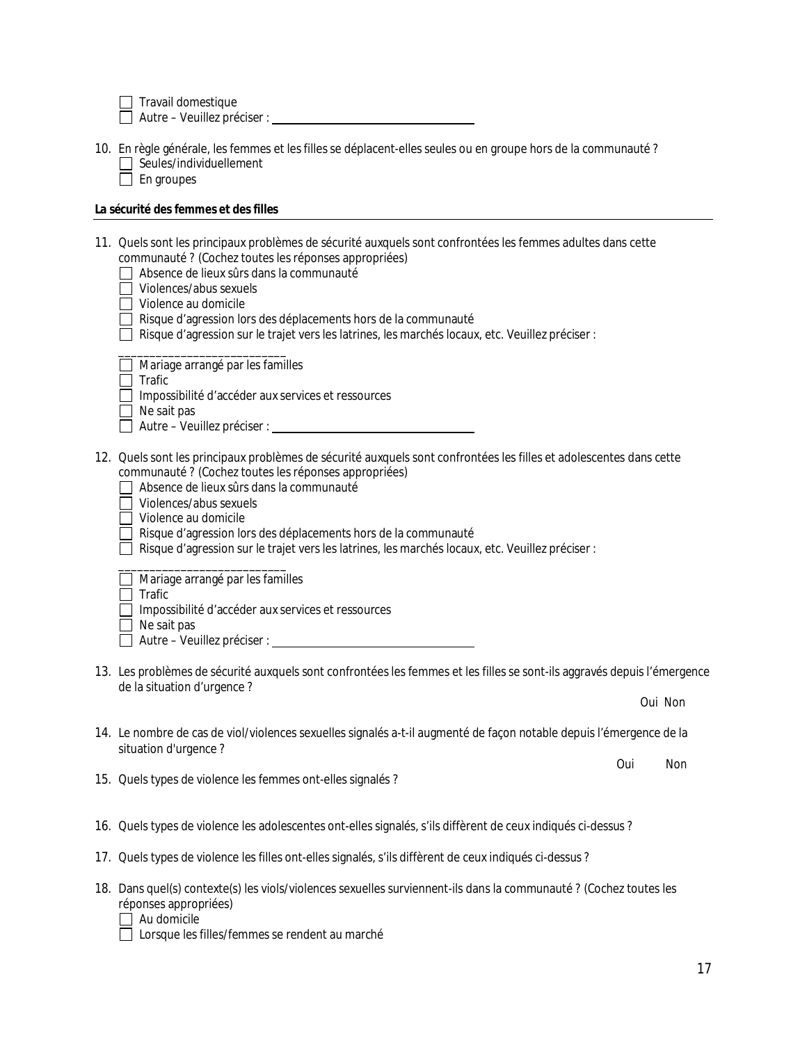- [ ] Travail domestique
- [ ] Autre – Veuillez préciser : ______________________________

10. En règle générale, les femmes et les filles se déplacent-elles seules ou en groupe hors de la communauté ?
    - [ ] Seules/individuellement
    - [ ] En groupes

**La sécurité des femmes et des filles**

---

11. Quels sont les principaux problèmes de sécurité auxquels sont confrontées les femmes adultes dans cette communauté ? (Cochez toutes les réponses appropriées)
    - [ ] Absence de lieux sûrs dans la communauté
    - [ ] Violences/abus sexuels
    - [ ] Violence au domicile
    - [ ] Risque d'agression lors des déplacements hors de la communauté
    - [ ] Risque d'agression sur le trajet vers les latrines, les marchés locaux, etc. Veuillez préciser : ___________________________
    - [ ] Mariage arrangé par les familles
    - [ ] Trafic
    - [ ] Impossibilité d'accéder aux services et ressources
    - [ ] Ne sait pas
    - [ ] Autre – Veuillez préciser : ______________________________

12. Quels sont les principaux problèmes de sécurité auxquels sont confrontées les filles et adolescentes dans cette communauté ? (Cochez toutes les réponses appropriées)
    - [ ] Absence de lieux sûrs dans la communauté
    - [ ] Violences/abus sexuels
    - [ ] Violence au domicile
    - [ ] Risque d'agression lors des déplacements hors de la communauté
    - [ ] Risque d'agression sur le trajet vers les latrines, les marchés locaux, etc. Veuillez préciser : ___________________________
    - [ ] Mariage arrangé par les familles
    - [ ] Trafic
    - [ ] Impossibilité d'accéder aux services et ressources
    - [ ] Ne sait pas
    - [ ] Autre – Veuillez préciser : ______________________________

13. Les problèmes de sécurité auxquels sont confrontées les femmes et les filles se sont-ils aggravés depuis l'émergence de la situation d'urgence ?

    Oui Non

14. Le nombre de cas de viol/violences sexuelles signalés a-t-il augmenté de façon notable depuis l'émergence de la situation d'urgence ?

    Oui Non

15. Quels types de violence les femmes ont-elles signalés ?

16. Quels types de violence les adolescentes ont-elles signalés, s'ils diffèrent de ceux indiqués ci-dessus ?

17. Quels types de violence les filles ont-elles signalés, s'ils diffèrent de ceux indiqués ci-dessus ?

18. Dans quel(s) contexte(s) les viols/violences sexuelles surviennent-ils dans la communauté ? (Cochez toutes les réponses appropriées)
    - [ ] Au domicile
    - [ ] Lorsque les filles/femmes se rendent au marché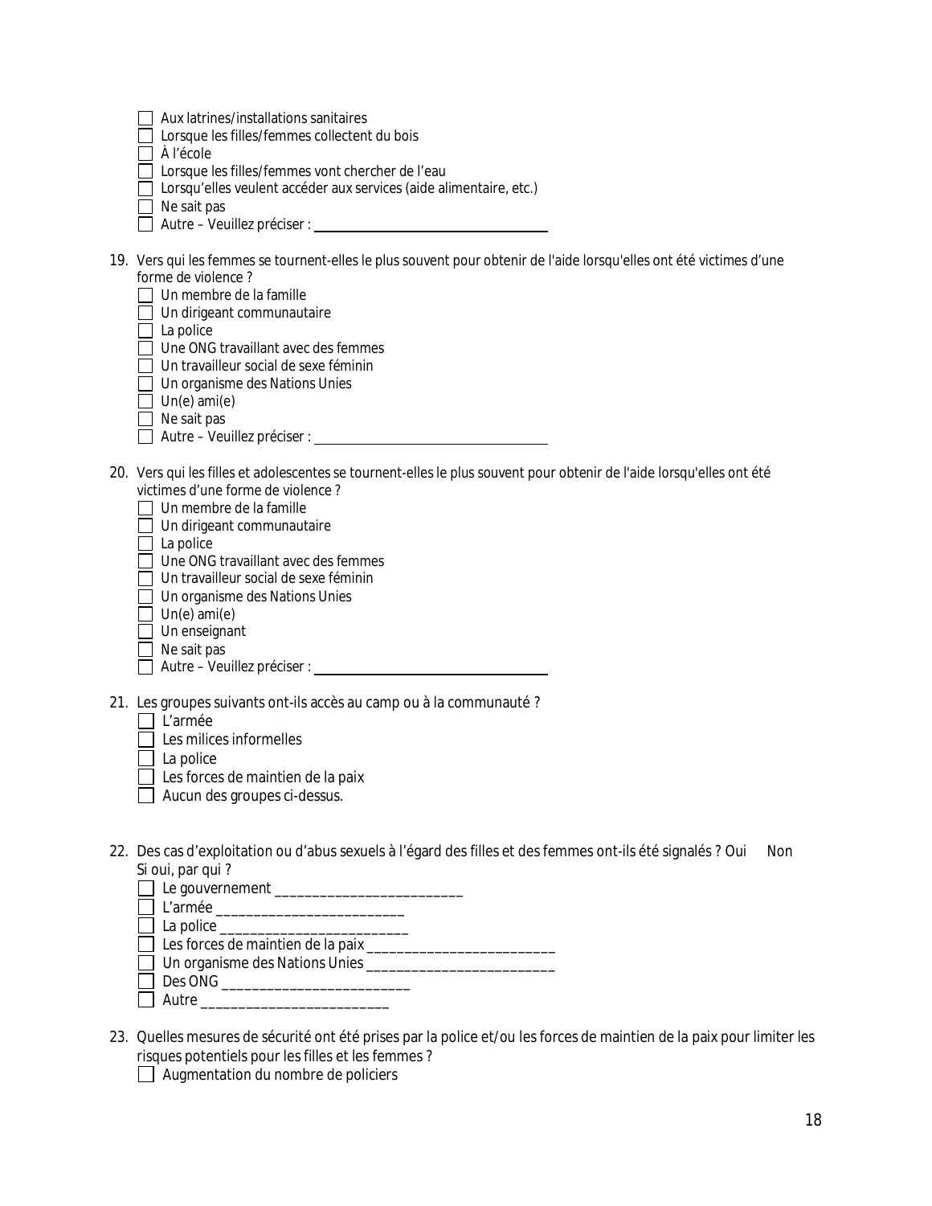- ☐ Aux latrines/installations sanitaires
- ☐ Lorsque les filles/femmes collectent du bois
- ☐ À l'école
- ☐ Lorsque les filles/femmes vont chercher de l'eau
- ☐ Lorsqu'elles veulent accéder aux services (aide alimentaire, etc.)
- ☐ Ne sait pas
- ☐ Autre – Veuillez préciser : ______________________________

19. Vers qui les femmes se tournent-elles le plus souvent pour obtenir de l'aide lorsqu'elles ont été victimes d'une forme de violence ?
    - ☐ Un membre de la famille
    - ☐ Un dirigeant communautaire
    - ☐ La police
    - ☐ Une ONG travaillant avec des femmes
    - ☐ Un travailleur social de sexe féminin
    - ☐ Un organisme des Nations Unies
    - ☐ Un(e) ami(e)
    - ☐ Ne sait pas
    - ☐ Autre – Veuillez préciser : ______________________________

20. Vers qui les filles et adolescentes se tournent-elles le plus souvent pour obtenir de l'aide lorsqu'elles ont été victimes d'une forme de violence ?
    - ☐ Un membre de la famille
    - ☐ Un dirigeant communautaire
    - ☐ La police
    - ☐ Une ONG travaillant avec des femmes
    - ☐ Un travailleur social de sexe féminin
    - ☐ Un organisme des Nations Unies
    - ☐ Un(e) ami(e)
    - ☐ Un enseignant
    - ☐ Ne sait pas
    - ☐ Autre – Veuillez préciser : ______________________________

21. Les groupes suivants ont-ils accès au camp ou à la communauté ?
    - ☐ L'armée
    - ☐ Les milices informelles
    - ☐ La police
    - ☐ Les forces de maintien de la paix
    - ☐ Aucun des groupes ci-dessus.

22. Des cas d'exploitation ou d'abus sexuels à l'égard des filles et des femmes ont-ils été signalés ? Oui Non
    Si oui, par qui ?
    - ☐ Le gouvernement _________________________
    - ☐ L'armée _________________________
    - ☐ La police _________________________
    - ☐ Les forces de maintien de la paix _________________________
    - ☐ Un organisme des Nations Unies _________________________
    - ☐ Des ONG _________________________
    - ☐ Autre _________________________

23. Quelles mesures de sécurité ont été prises par la police et/ou les forces de maintien de la paix pour limiter les risques potentiels pour les filles et les femmes ?
    - ☐ Augmentation du nombre de policiers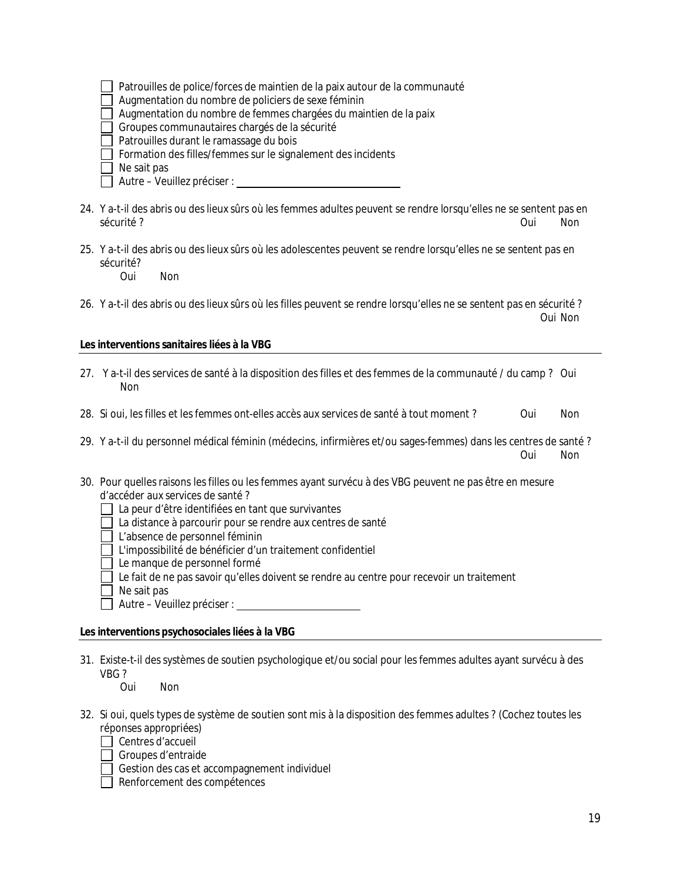- [ ] Patrouilles de police/forces de maintien de la paix autour de la communauté
- [ ] Augmentation du nombre de policiers de sexe féminin
- [ ] Augmentation du nombre de femmes chargées du maintien de la paix
- [ ] Groupes communautaires chargés de la sécurité
- [ ] Patrouilles durant le ramassage du bois
- [ ] Formation des filles/femmes sur le signalement des incidents
- [ ] Ne sait pas
- [ ] Autre – Veuillez préciser : ______________________________

24. Y a-t-il des abris ou des lieux sûrs où les femmes adultes peuvent se rendre lorsqu'elles ne se sentent pas en sécurité ? Oui Non

25. Y a-t-il des abris ou des lieux sûrs où les adolescentes peuvent se rendre lorsqu'elles ne se sentent pas en sécurité?
    Oui Non

26. Y a-t-il des abris ou des lieux sûrs où les filles peuvent se rendre lorsqu'elles ne se sentent pas en sécurité ? Oui Non

**Les interventions sanitaires liées à la VBG**

27. Y a-t-il des services de santé à la disposition des filles et des femmes de la communauté / du camp ? Oui Non

28. Si oui, les filles et les femmes ont-elles accès aux services de santé à tout moment ? Oui Non

29. Y a-t-il du personnel médical féminin (médecins, infirmières et/ou sages-femmes) dans les centres de santé ? Oui Non

30. Pour quelles raisons les filles ou les femmes ayant survécu à des VBG peuvent ne pas être en mesure d'accéder aux services de santé ?
    - [ ] La peur d'être identifiées en tant que survivantes
    - [ ] La distance à parcourir pour se rendre aux centres de santé
    - [ ] L'absence de personnel féminin
    - [ ] L'impossibilité de bénéficier d'un traitement confidentiel
    - [ ] Le manque de personnel formé
    - [ ] Le fait de ne pas savoir qu'elles doivent se rendre au centre pour recevoir un traitement
    - [ ] Ne sait pas
    - [ ] Autre – Veuillez préciser : ______________________

**Les interventions psychosociales liées à la VBG**

31. Existe-t-il des systèmes de soutien psychologique et/ou social pour les femmes adultes ayant survécu à des VBG ?
    Oui Non

32. Si oui, quels types de système de soutien sont mis à la disposition des femmes adultes ? (Cochez toutes les réponses appropriées)
    - [ ] Centres d'accueil
    - [ ] Groupes d'entraide
    - [ ] Gestion des cas et accompagnement individuel
    - [ ] Renforcement des compétences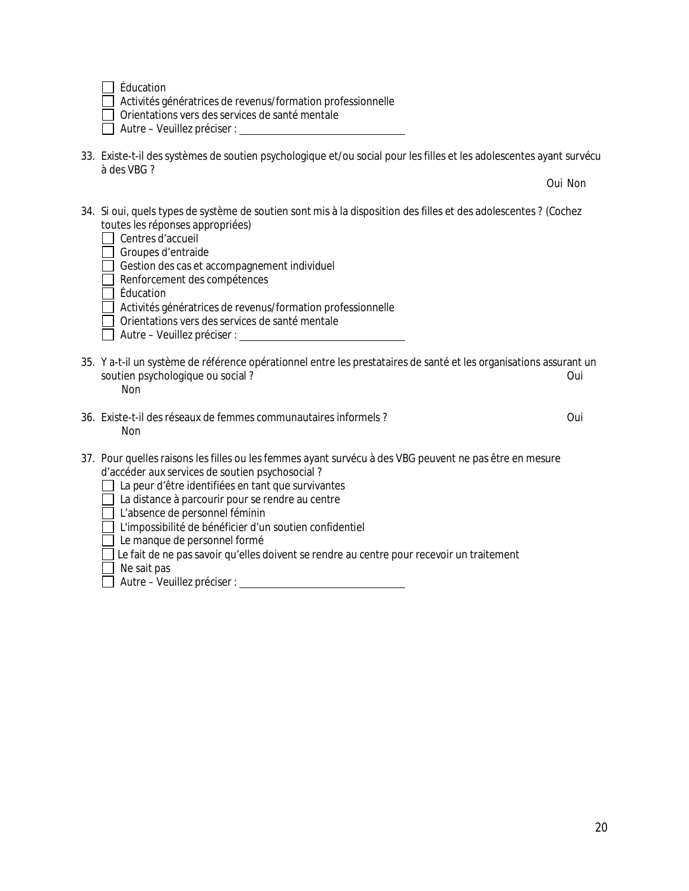- [ ] Éducation
- [ ] Activités génératrices de revenus/formation professionnelle
- [ ] Orientations vers des services de santé mentale
- [ ] Autre – Veuillez préciser : ______________________________

33. Existe-t-il des systèmes de soutien psychologique et/ou social pour les filles et les adolescentes ayant survécu à des VBG ?

    Oui Non

34. Si oui, quels types de système de soutien sont mis à la disposition des filles et des adolescentes ? (Cochez toutes les réponses appropriées)
    - [ ] Centres d'accueil
    - [ ] Groupes d'entraide
    - [ ] Gestion des cas et accompagnement individuel
    - [ ] Renforcement des compétences
    - [ ] Éducation
    - [ ] Activités génératrices de revenus/formation professionnelle
    - [ ] Orientations vers des services de santé mentale
    - [ ] Autre – Veuillez préciser : ______________________________

35. Y a-t-il un système de référence opérationnel entre les prestataires de santé et les organisations assurant un soutien psychologique ou social ? Oui Non

36. Existe-t-il des réseaux de femmes communautaires informels ? Oui Non

37. Pour quelles raisons les filles ou les femmes ayant survécu à des VBG peuvent ne pas être en mesure d'accéder aux services de soutien psychosocial ?
    - [ ] La peur d'être identifiées en tant que survivantes
    - [ ] La distance à parcourir pour se rendre au centre
    - [ ] L'absence de personnel féminin
    - [ ] L'impossibilité de bénéficier d'un soutien confidentiel
    - [ ] Le manque de personnel formé
    - [ ] Le fait de ne pas savoir qu'elles doivent se rendre au centre pour recevoir un traitement
    - [ ] Ne sait pas
    - [ ] Autre – Veuillez préciser : ______________________________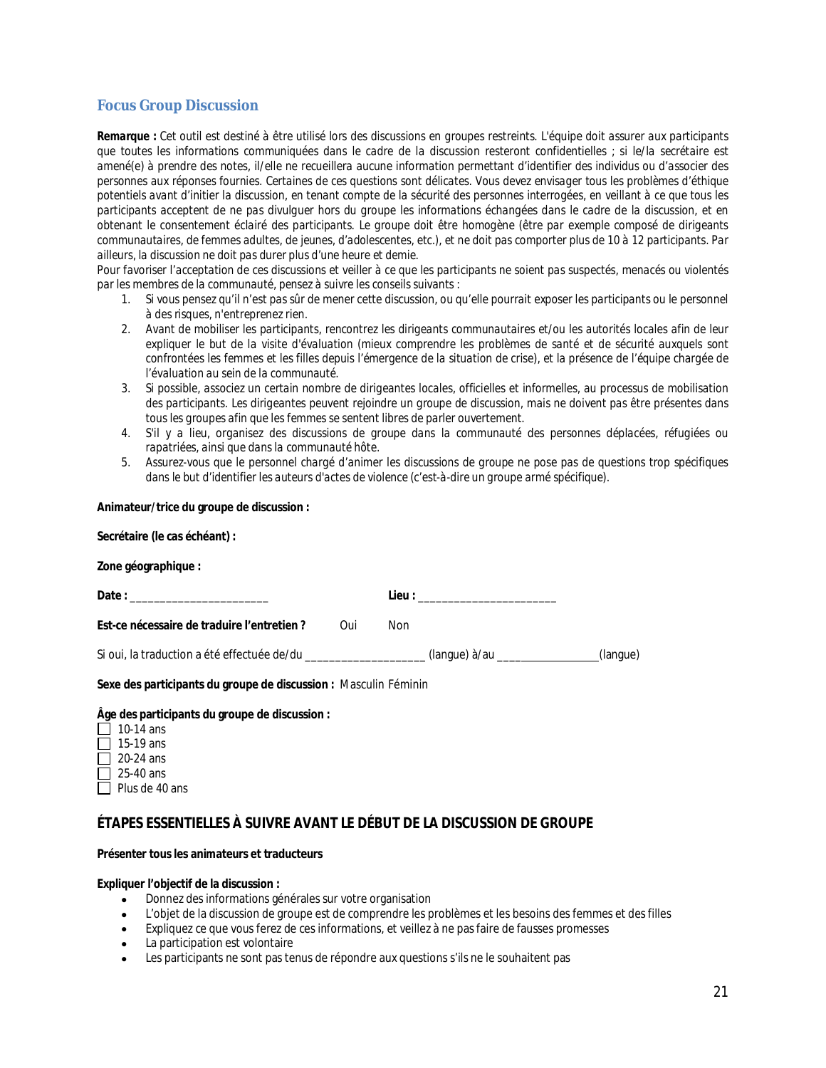## Focus Group Discussion

***Remarque :*** *Cet outil est destiné à être utilisé lors des discussions en groupes restreints. L'équipe doit assurer aux participants que toutes les informations communiquées dans le cadre de la discussion resteront confidentielles ; si le/la secrétaire est amené(e) à prendre des notes, il/elle ne recueillera aucune information permettant d'identifier des individus ou d'associer des personnes aux réponses fournies. Certaines de ces questions sont délicates. Vous devez envisager tous les problèmes d'éthique potentiels avant d'initier la discussion, en tenant compte de la sécurité des personnes interrogées, en veillant à ce que tous les participants acceptent de ne pas divulguer hors du groupe les informations échangées dans le cadre de la discussion, et en obtenant le consentement éclairé des participants. Le groupe doit être homogène (être par exemple composé de dirigeants communautaires, de femmes adultes, de jeunes, d'adolescentes, etc.), et ne doit pas comporter plus de 10 à 12 participants. Par ailleurs, la discussion ne doit pas durer plus d'une heure et demie.*

*Pour favoriser l'acceptation de ces discussions et veiller à ce que les participants ne soient pas suspectés, menacés ou violentés par les membres de la communauté, pensez à suivre les conseils suivants :*

1. *Si vous pensez qu'il n'est pas sûr de mener cette discussion, ou qu'elle pourrait exposer les participants ou le personnel à des risques, n'entreprenez rien.*
2. *Avant de mobiliser les participants, rencontrez les dirigeants communautaires et/ou les autorités locales afin de leur expliquer le but de la visite d'évaluation (mieux comprendre les problèmes de santé et de sécurité auxquels sont confrontées les femmes et les filles depuis l'émergence de la situation de crise), et la présence de l'équipe chargée de l'évaluation au sein de la communauté.*
3. *Si possible, associez un certain nombre de dirigeantes locales, officielles et informelles, au processus de mobilisation des participants. Les dirigeantes peuvent rejoindre un groupe de discussion, mais ne doivent pas être présentes dans tous les groupes afin que les femmes se sentent libres de parler ouvertement.*
4. *S'il y a lieu, organisez des discussions de groupe dans la communauté des personnes déplacées, réfugiées ou rapatriées, ainsi que dans la communauté hôte.*
5. *Assurez-vous que le personnel chargé d'animer les discussions de groupe ne pose pas de questions trop spécifiques dans le but d'identifier les auteurs d'actes de violence (c'est-à-dire un groupe armé spécifique).*

**Animateur/trice du groupe de discussion :**

**Secrétaire (le cas échéant) :**

**Zone géographique :**

**Date :** ________________________ **Lieu :** ________________________

**Est-ce nécessaire de traduire l'entretien ?** Oui Non

Si oui, la traduction a été effectuée de/du ____________________ (langue) à/au _________________(langue)

**Sexe des participants du groupe de discussion :** Masculin Féminin

**Âge des participants du groupe de discussion :**

- ☐ 10-14 ans
- ☐ 15-19 ans
- ☐ 20-24 ans
- ☐ 25-40 ans
- ☐ Plus de 40 ans

## ÉTAPES ESSENTIELLES À SUIVRE AVANT LE DÉBUT DE LA DISCUSSION DE GROUPE

**Présenter tous les animateurs et traducteurs**

**Expliquer l'objectif de la discussion :**

- Donnez des informations générales sur votre organisation
- L'objet de la discussion de groupe est de comprendre les problèmes et les besoins des femmes et des filles
- Expliquez ce que vous ferez de ces informations, et veillez à ne pas faire de fausses promesses
- La participation est volontaire
- Les participants ne sont pas tenus de répondre aux questions s'ils ne le souhaitent pas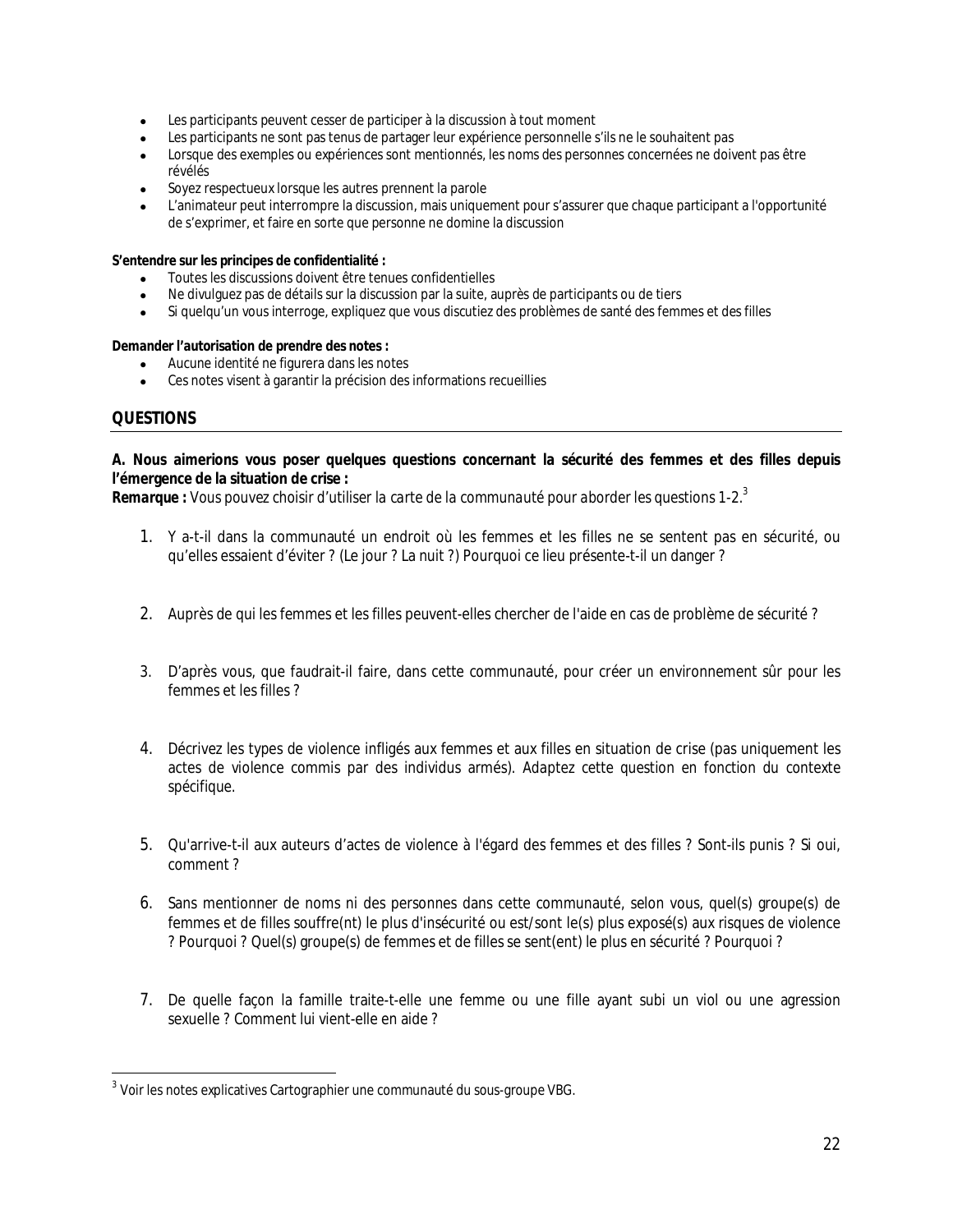- Les participants peuvent cesser de participer à la discussion à tout moment
- Les participants ne sont pas tenus de partager leur expérience personnelle s'ils ne le souhaitent pas
- Lorsque des exemples ou expériences sont mentionnés, les noms des personnes concernées ne doivent pas être révélés
- Soyez respectueux lorsque les autres prennent la parole
- L'animateur peut interrompre la discussion, mais uniquement pour s'assurer que chaque participant a l'opportunité de s'exprimer, et faire en sorte que personne ne domine la discussion

**S'entendre sur les principes de confidentialité :**

- Toutes les discussions doivent être tenues confidentielles
- Ne divulguez pas de détails sur la discussion par la suite, auprès de participants ou de tiers
- Si quelqu'un vous interroge, expliquez que vous discutiez des problèmes de santé des femmes et des filles

**Demander l'autorisation de prendre des notes :**

- Aucune identité ne figurera dans les notes
- Ces notes visent à garantir la précision des informations recueillies

## QUESTIONS

**A. Nous aimerions vous poser quelques questions concernant la sécurité des femmes et des filles depuis l'émergence de la situation de crise :**

***Remarque :*** *Vous pouvez choisir d'utiliser la carte de la communauté pour aborder les questions 1-2.*[3]

1. Y a-t-il dans la communauté un endroit où les femmes et les filles ne se sentent pas en sécurité, ou qu'elles essaient d'éviter ? (Le jour ? La nuit ?) Pourquoi ce lieu présente-t-il un danger ?

2. Auprès de qui les femmes et les filles peuvent-elles chercher de l'aide en cas de problème de sécurité ?

3. D'après vous, que faudrait-il faire, dans cette communauté, pour créer un environnement sûr pour les femmes et les filles ?

4. Décrivez les types de violence infligés aux femmes et aux filles en situation de crise (pas uniquement les actes de violence commis par des individus armés). Adaptez cette question en fonction du contexte spécifique.

5. Qu'arrive-t-il aux auteurs d'actes de violence à l'égard des femmes et des filles ? Sont-ils punis ? Si oui, comment ?

6. Sans mentionner de noms ni des personnes dans cette communauté, selon vous, quel(s) groupe(s) de femmes et de filles souffre(nt) le plus d'insécurité ou est/sont le(s) plus exposé(s) aux risques de violence ? Pourquoi ? Quel(s) groupe(s) de femmes et de filles se sent(ent) le plus en sécurité ? Pourquoi ?

7. De quelle façon la famille traite-t-elle une femme ou une fille ayant subi un viol ou une agression sexuelle ? Comment lui vient-elle en aide ?

---

[3] Voir les notes explicatives Cartographier une communauté du sous-groupe VBG.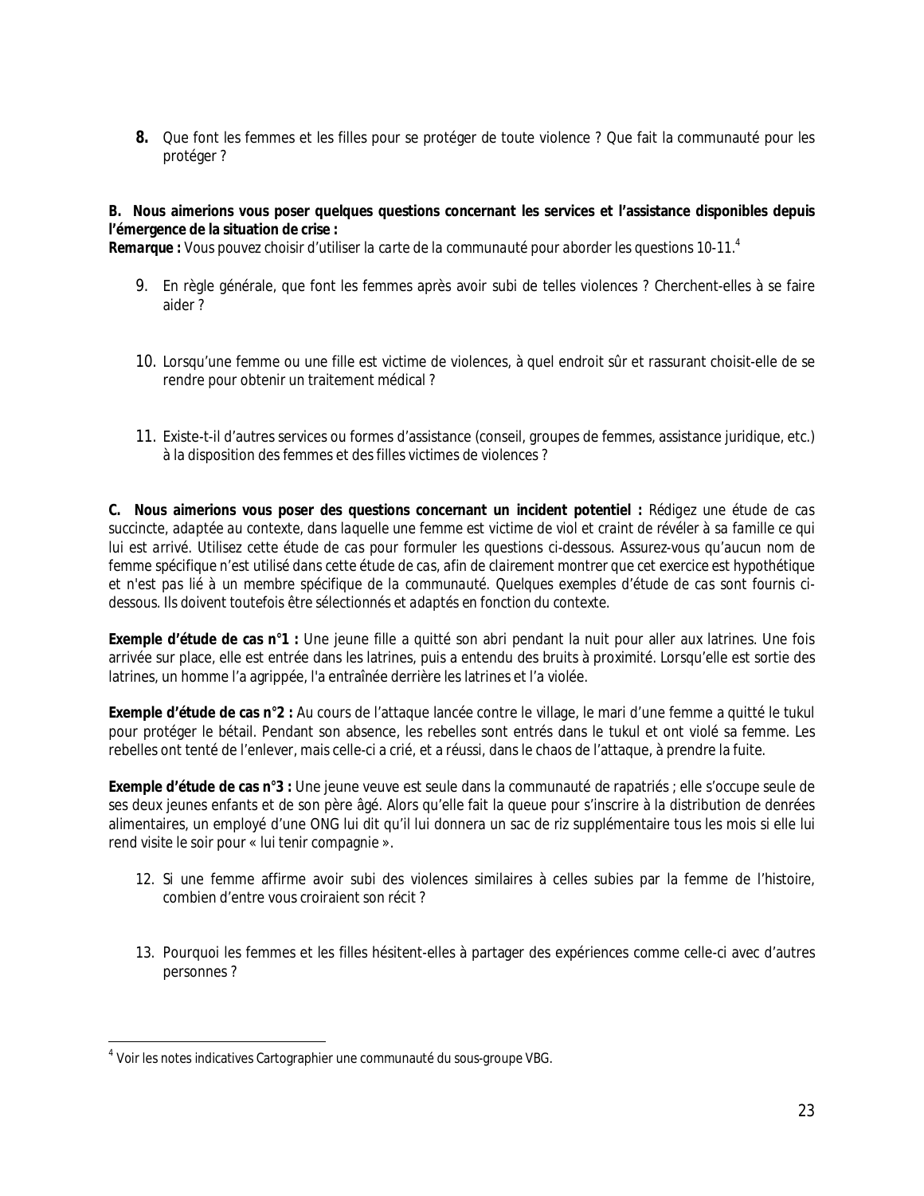**8.** Que font les femmes et les filles pour se protéger de toute violence ? Que fait la communauté pour les protéger ?

**B. Nous aimerions vous poser quelques questions concernant les services et l'assistance disponibles depuis l'émergence de la situation de crise :**
***Remarque :*** *Vous pouvez choisir d'utiliser la carte de la communauté pour aborder les questions 10-11.*[4]

9. En règle générale, que font les femmes après avoir subi de telles violences ? Cherchent-elles à se faire aider ?

10. Lorsqu'une femme ou une fille est victime de violences, à quel endroit sûr et rassurant choisit-elle de se rendre pour obtenir un traitement médical ?

11. Existe-t-il d'autres services ou formes d'assistance (conseil, groupes de femmes, assistance juridique, etc.) à la disposition des femmes et des filles victimes de violences ?

**C. Nous aimerions vous poser des questions concernant un incident potentiel :** *Rédigez une étude de cas succincte, adaptée au contexte, dans laquelle une femme est victime de viol et craint de révéler à sa famille ce qui lui est arrivé. Utilisez cette étude de cas pour formuler les questions ci-dessous. Assurez-vous qu'aucun nom de femme spécifique n'est utilisé dans cette étude de cas, afin de clairement montrer que cet exercice est hypothétique et n'est pas lié à un membre spécifique de la communauté. Quelques exemples d'étude de cas sont fournis ci-dessous. Ils doivent toutefois être sélectionnés et adaptés en fonction du contexte.*

**Exemple d'étude de cas n°1 :** Une jeune fille a quitté son abri pendant la nuit pour aller aux latrines. Une fois arrivée sur place, elle est entrée dans les latrines, puis a entendu des bruits à proximité. Lorsqu'elle est sortie des latrines, un homme l'a agrippée, l'a entraînée derrière les latrines et l'a violée.

**Exemple d'étude de cas n°2 :** Au cours de l'attaque lancée contre le village, le mari d'une femme a quitté le tukul pour protéger le bétail. Pendant son absence, les rebelles sont entrés dans le tukul et ont violé sa femme. Les rebelles ont tenté de l'enlever, mais celle-ci a crié, et a réussi, dans le chaos de l'attaque, à prendre la fuite.

**Exemple d'étude de cas n°3 :** Une jeune veuve est seule dans la communauté de rapatriés ; elle s'occupe seule de ses deux jeunes enfants et de son père âgé. Alors qu'elle fait la queue pour s'inscrire à la distribution de denrées alimentaires, un employé d'une ONG lui dit qu'il lui donnera un sac de riz supplémentaire tous les mois si elle lui rend visite le soir pour « lui tenir compagnie ».

12. Si une femme affirme avoir subi des violences similaires à celles subies par la femme de l'histoire, combien d'entre vous croiraient son récit ?

13. Pourquoi les femmes et les filles hésitent-elles à partager des expériences comme celle-ci avec d'autres personnes ?

---

[4] Voir les notes indicatives Cartographier une communauté du sous-groupe VBG.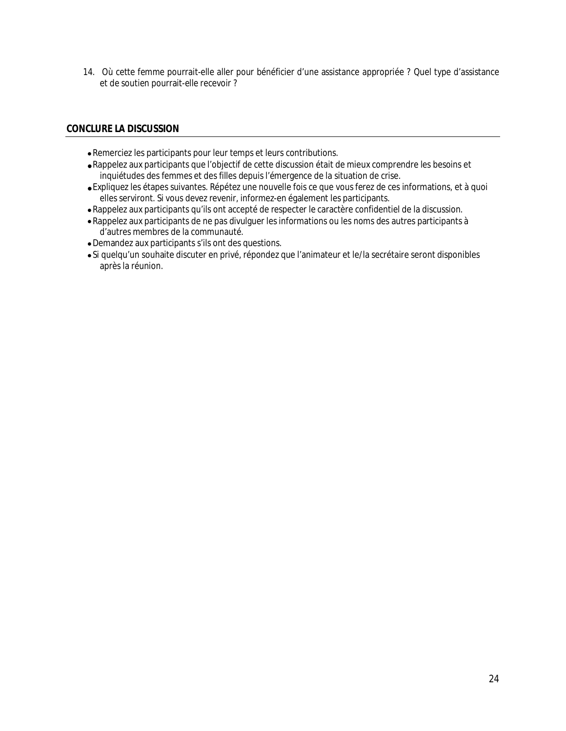14. Où cette femme pourrait-elle aller pour bénéficier d'une assistance appropriée ? Quel type d'assistance et de soutien pourrait-elle recevoir ?

**CONCLURE LA DISCUSSION**

- Remerciez les participants pour leur temps et leurs contributions.
- Rappelez aux participants que l'objectif de cette discussion était de mieux comprendre les besoins et inquiétudes des femmes et des filles depuis l'émergence de la situation de crise.
- Expliquez les étapes suivantes. Répétez une nouvelle fois ce que vous ferez de ces informations, et à quoi elles serviront. Si vous devez revenir, informez-en également les participants.
- Rappelez aux participants qu'ils ont accepté de respecter le caractère confidentiel de la discussion.
- Rappelez aux participants de ne pas divulguer les informations ou les noms des autres participants à d'autres membres de la communauté.
- Demandez aux participants s'ils ont des questions.
- Si quelqu'un souhaite discuter en privé, répondez que l'animateur et le/la secrétaire seront disponibles après la réunion.